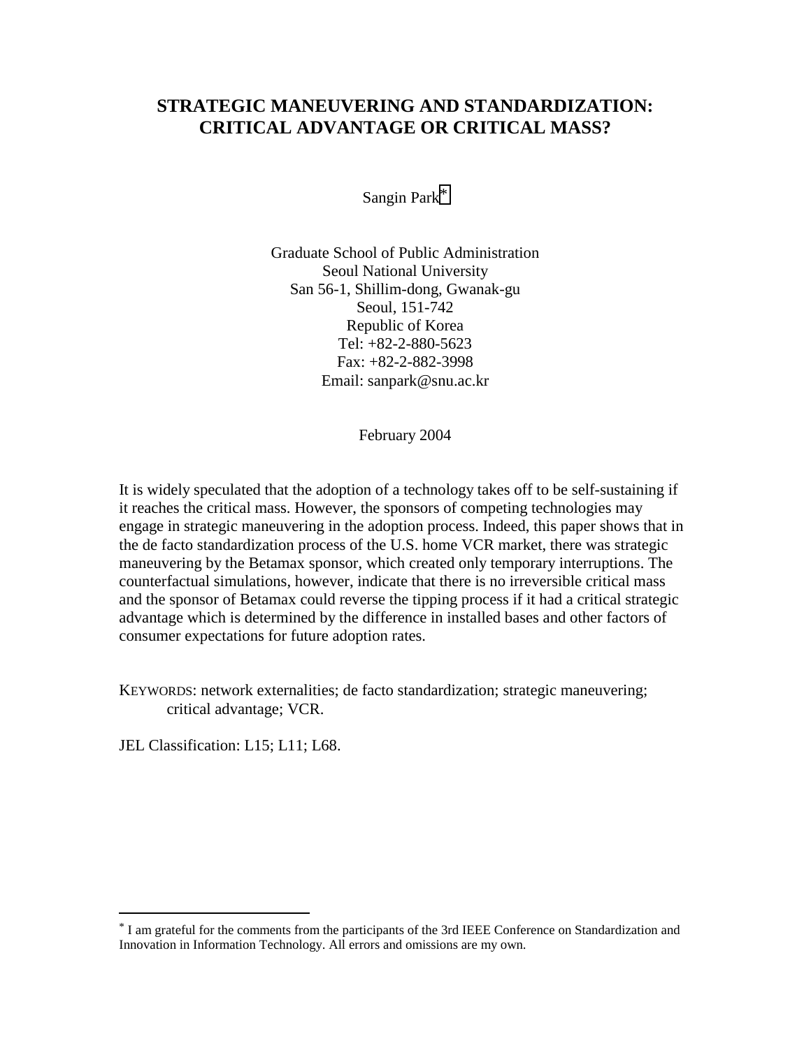# STRATEGIC MANEUVERING AND STANDARDIZATION: CRITICAL ADVANTAGE OR CRITICAL MASS?

Sangin Park[*]

Graduate School of Public Administration
Seoul National University
San 56-1, Shillim-dong, Gwanak-gu
Seoul, 151-742
Republic of Korea
Tel: +82-2-880-5623
Fax: +82-2-882-3998
Email: sanpark@snu.ac.kr

February 2004

It is widely speculated that the adoption of a technology takes off to be self-sustaining if it reaches the critical mass. However, the sponsors of competing technologies may engage in strategic maneuvering in the adoption process. Indeed, this paper shows that in the de facto standardization process of the U.S. home VCR market, there was strategic maneuvering by the Betamax sponsor, which created only temporary interruptions. The counterfactual simulations, however, indicate that there is no irreversible critical mass and the sponsor of Betamax could reverse the tipping process if it had a critical strategic advantage which is determined by the difference in installed bases and other factors of consumer expectations for future adoption rates.

KEYWORDS: network externalities; de facto standardization; strategic maneuvering; critical advantage; VCR.

JEL Classification: L15; L11; L68.

---

[*] I am grateful for the comments from the participants of the 3rd IEEE Conference on Standardization and Innovation in Information Technology. All errors and omissions are my own.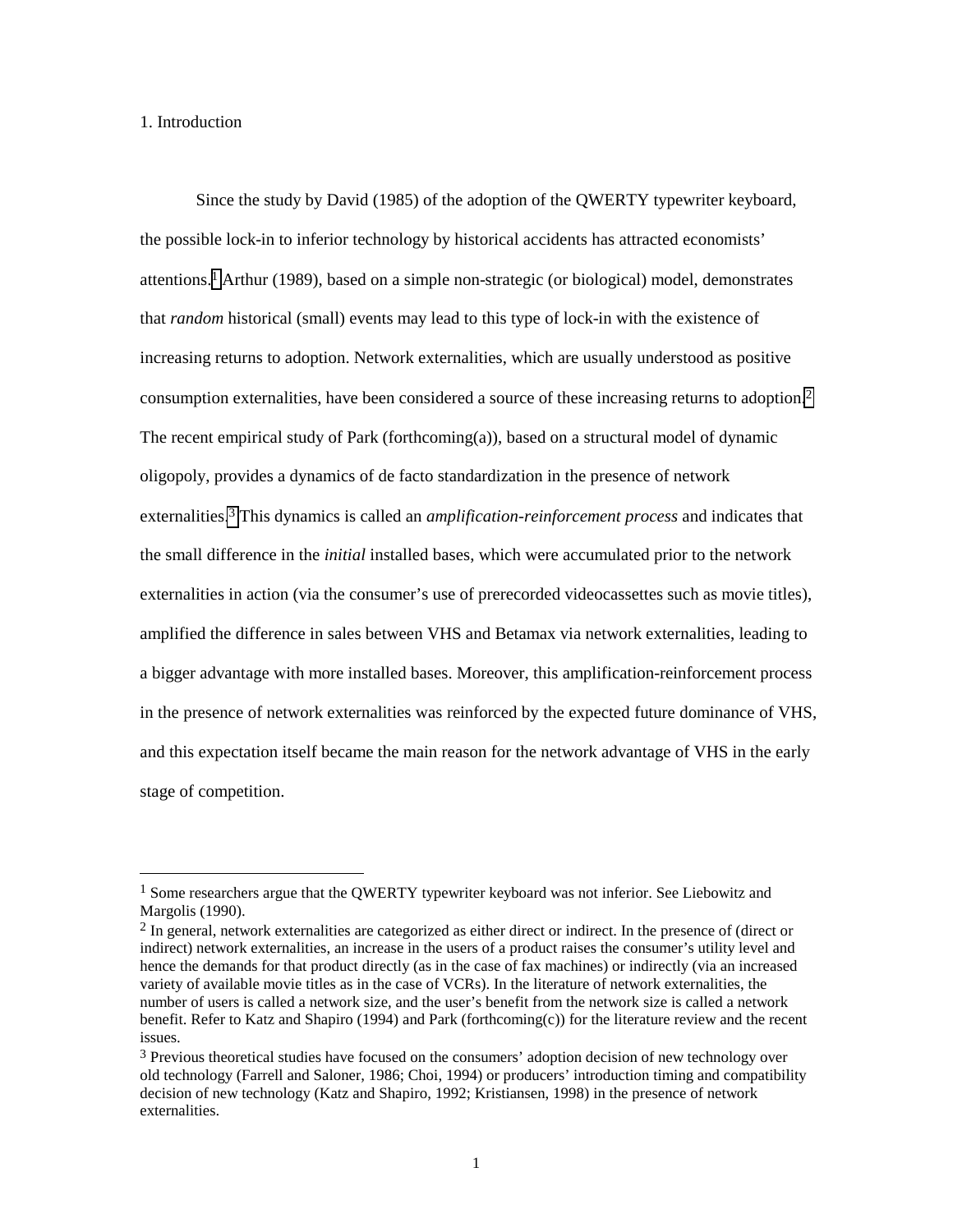## 1. Introduction

Since the study by David (1985) of the adoption of the QWERTY typewriter keyboard, the possible lock-in to inferior technology by historical accidents has attracted economists' attentions.[1] Arthur (1989), based on a simple non-strategic (or biological) model, demonstrates that *random* historical (small) events may lead to this type of lock-in with the existence of increasing returns to adoption. Network externalities, which are usually understood as positive consumption externalities, have been considered a source of these increasing returns to adoption.[2] The recent empirical study of Park (forthcoming(a)), based on a structural model of dynamic oligopoly, provides a dynamics of de facto standardization in the presence of network externalities.[3] This dynamics is called an *amplification-reinforcement process* and indicates that the small difference in the *initial* installed bases, which were accumulated prior to the network externalities in action (via the consumer's use of prerecorded videocassettes such as movie titles), amplified the difference in sales between VHS and Betamax via network externalities, leading to a bigger advantage with more installed bases. Moreover, this amplification-reinforcement process in the presence of network externalities was reinforced by the expected future dominance of VHS, and this expectation itself became the main reason for the network advantage of VHS in the early stage of competition.

---

[1] Some researchers argue that the QWERTY typewriter keyboard was not inferior. See Liebowitz and Margolis (1990).

[2] In general, network externalities are categorized as either direct or indirect. In the presence of (direct or indirect) network externalities, an increase in the users of a product raises the consumer's utility level and hence the demands for that product directly (as in the case of fax machines) or indirectly (via an increased variety of available movie titles as in the case of VCRs). In the literature of network externalities, the number of users is called a network size, and the user's benefit from the network size is called a network benefit. Refer to Katz and Shapiro (1994) and Park (forthcoming(c)) for the literature review and the recent issues.

[3] Previous theoretical studies have focused on the consumers' adoption decision of new technology over old technology (Farrell and Saloner, 1986; Choi, 1994) or producers' introduction timing and compatibility decision of new technology (Katz and Shapiro, 1992; Kristiansen, 1998) in the presence of network externalities.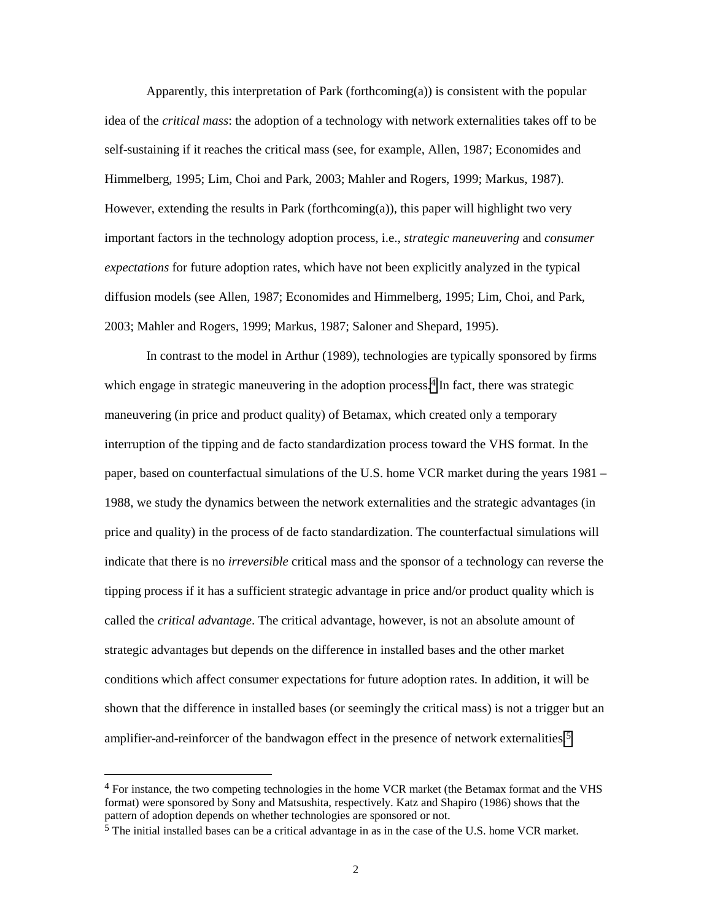Apparently, this interpretation of Park (forthcoming(a)) is consistent with the popular idea of the *critical mass*: the adoption of a technology with network externalities takes off to be self-sustaining if it reaches the critical mass (see, for example, Allen, 1987; Economides and Himmelberg, 1995; Lim, Choi and Park, 2003; Mahler and Rogers, 1999; Markus, 1987). However, extending the results in Park (forthcoming(a)), this paper will highlight two very important factors in the technology adoption process, i.e., *strategic maneuvering* and *consumer expectations* for future adoption rates, which have not been explicitly analyzed in the typical diffusion models (see Allen, 1987; Economides and Himmelberg, 1995; Lim, Choi, and Park, 2003; Mahler and Rogers, 1999; Markus, 1987; Saloner and Shepard, 1995).

In contrast to the model in Arthur (1989), technologies are typically sponsored by firms which engage in strategic maneuvering in the adoption process.[4] In fact, there was strategic maneuvering (in price and product quality) of Betamax, which created only a temporary interruption of the tipping and de facto standardization process toward the VHS format. In the paper, based on counterfactual simulations of the U.S. home VCR market during the years 1981 – 1988, we study the dynamics between the network externalities and the strategic advantages (in price and quality) in the process of de facto standardization. The counterfactual simulations will indicate that there is no *irreversible* critical mass and the sponsor of a technology can reverse the tipping process if it has a sufficient strategic advantage in price and/or product quality which is called the *critical advantage*. The critical advantage, however, is not an absolute amount of strategic advantages but depends on the difference in installed bases and the other market conditions which affect consumer expectations for future adoption rates. In addition, it will be shown that the difference in installed bases (or seemingly the critical mass) is not a trigger but an amplifier-and-reinforcer of the bandwagon effect in the presence of network externalities.[5]

---

[4] For instance, the two competing technologies in the home VCR market (the Betamax format and the VHS format) were sponsored by Sony and Matsushita, respectively. Katz and Shapiro (1986) shows that the pattern of adoption depends on whether technologies are sponsored or not.

[5] The initial installed bases can be a critical advantage in as in the case of the U.S. home VCR market.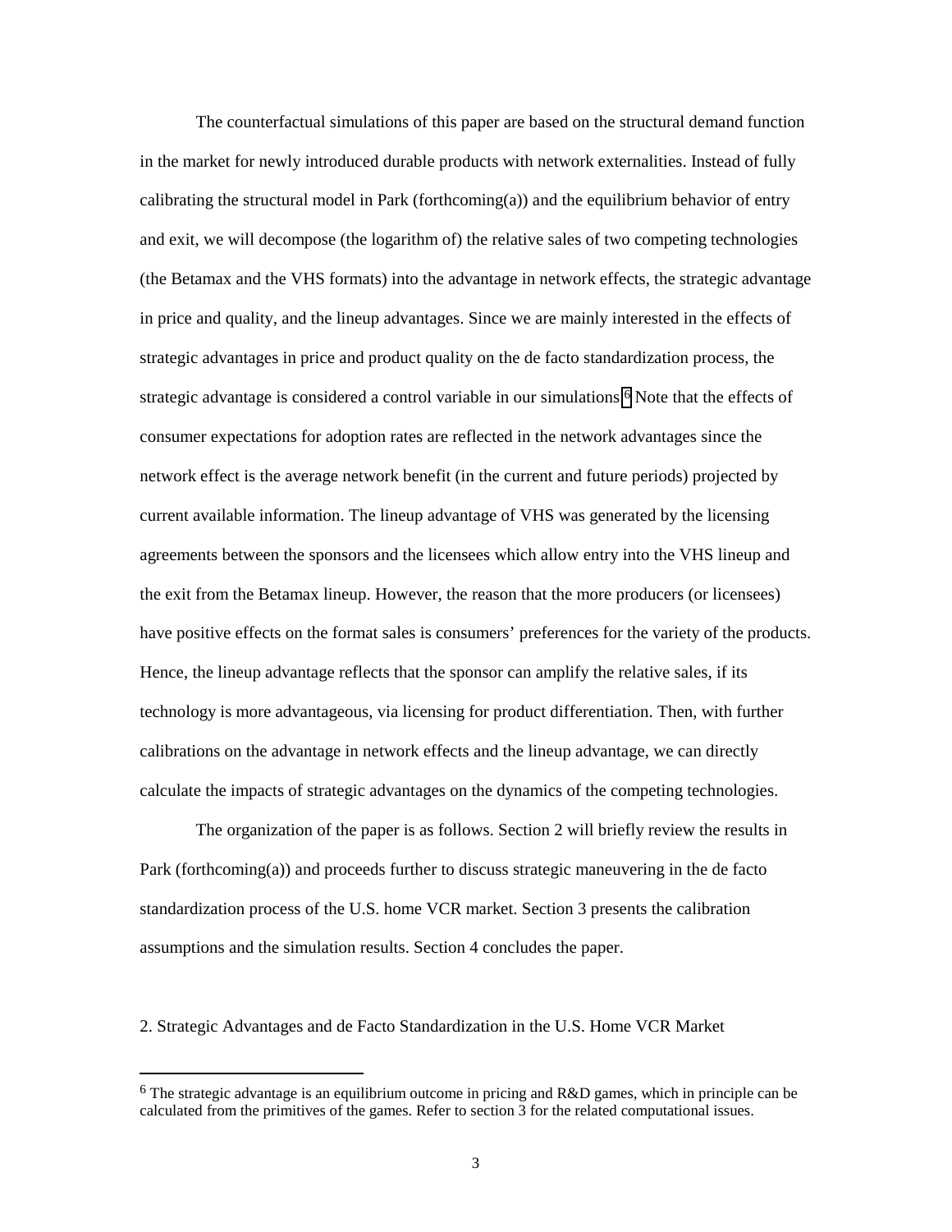The counterfactual simulations of this paper are based on the structural demand function in the market for newly introduced durable products with network externalities. Instead of fully calibrating the structural model in Park (forthcoming(a)) and the equilibrium behavior of entry and exit, we will decompose (the logarithm of) the relative sales of two competing technologies (the Betamax and the VHS formats) into the advantage in network effects, the strategic advantage in price and quality, and the lineup advantages. Since we are mainly interested in the effects of strategic advantages in price and product quality on the de facto standardization process, the strategic advantage is considered a control variable in our simulations.[6] Note that the effects of consumer expectations for adoption rates are reflected in the network advantages since the network effect is the average network benefit (in the current and future periods) projected by current available information. The lineup advantage of VHS was generated by the licensing agreements between the sponsors and the licensees which allow entry into the VHS lineup and the exit from the Betamax lineup. However, the reason that the more producers (or licensees) have positive effects on the format sales is consumers' preferences for the variety of the products. Hence, the lineup advantage reflects that the sponsor can amplify the relative sales, if its technology is more advantageous, via licensing for product differentiation. Then, with further calibrations on the advantage in network effects and the lineup advantage, we can directly calculate the impacts of strategic advantages on the dynamics of the competing technologies.

The organization of the paper is as follows. Section 2 will briefly review the results in Park (forthcoming(a)) and proceeds further to discuss strategic maneuvering in the de facto standardization process of the U.S. home VCR market. Section 3 presents the calibration assumptions and the simulation results. Section 4 concludes the paper.

## 2. Strategic Advantages and de Facto Standardization in the U.S. Home VCR Market

[6] The strategic advantage is an equilibrium outcome in pricing and R&D games, which in principle can be calculated from the primitives of the games. Refer to section 3 for the related computational issues.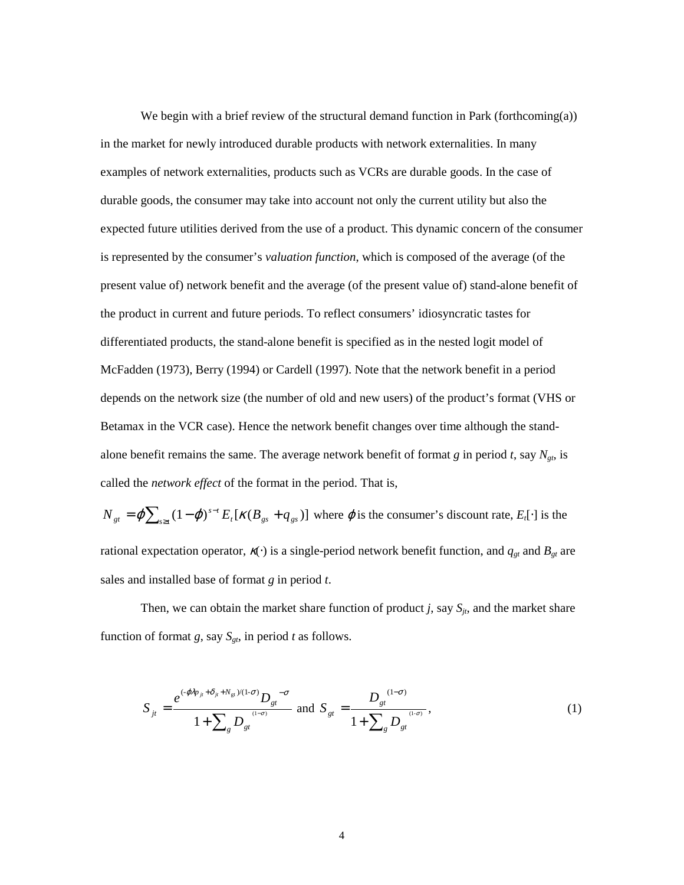We begin with a brief review of the structural demand function in Park (forthcoming(a)) in the market for newly introduced durable products with network externalities. In many examples of network externalities, products such as VCRs are durable goods. In the case of durable goods, the consumer may take into account not only the current utility but also the expected future utilities derived from the use of a product. This dynamic concern of the consumer is represented by the consumer's *valuation function*, which is composed of the average (of the present value of) network benefit and the average (of the present value of) stand-alone benefit of the product in current and future periods. To reflect consumers' idiosyncratic tastes for differentiated products, the stand-alone benefit is specified as in the nested logit model of McFadden (1973), Berry (1994) or Cardell (1997). Note that the network benefit in a period depends on the network size (the number of old and new users) of the product's format (VHS or Betamax in the VCR case). Hence the network benefit changes over time although the stand-alone benefit remains the same. The average network benefit of format $g$ in period $t$, say $N_{gt}$, is called the *network effect* of the format in the period. That is,

$N_{gt} = \varphi \sum_{s \geq t} (1-\varphi)^{s-t} E_t[\kappa(B_{gs} + q_{gs})]$ where $\varphi$ is the consumer's discount rate, $E_t[\cdot]$ is the rational expectation operator, $\kappa(\cdot)$ is a single-period network benefit function, and $q_{gt}$ and $B_{gt}$ are sales and installed base of format $g$ in period $t$.

Then, we can obtain the market share function of product $j$, say $S_{jt}$, and the market share function of format $g$, say $S_{gt}$, in period $t$ as follows.

$$S_{jt} = \frac{e^{(-\varphi\lambda p_{jt} + \delta_{jt} + N_{gt})/(1-\sigma)} D_{gt}^{\;-\sigma}}{1 + \sum_g D_{gt}^{\;(1-\sigma)}} \text{ and } S_{gt} = \frac{D_{gt}^{\;(1-\sigma)}}{1 + \sum_g D_{gt}^{\;(1-\sigma)}}, \tag{1}$$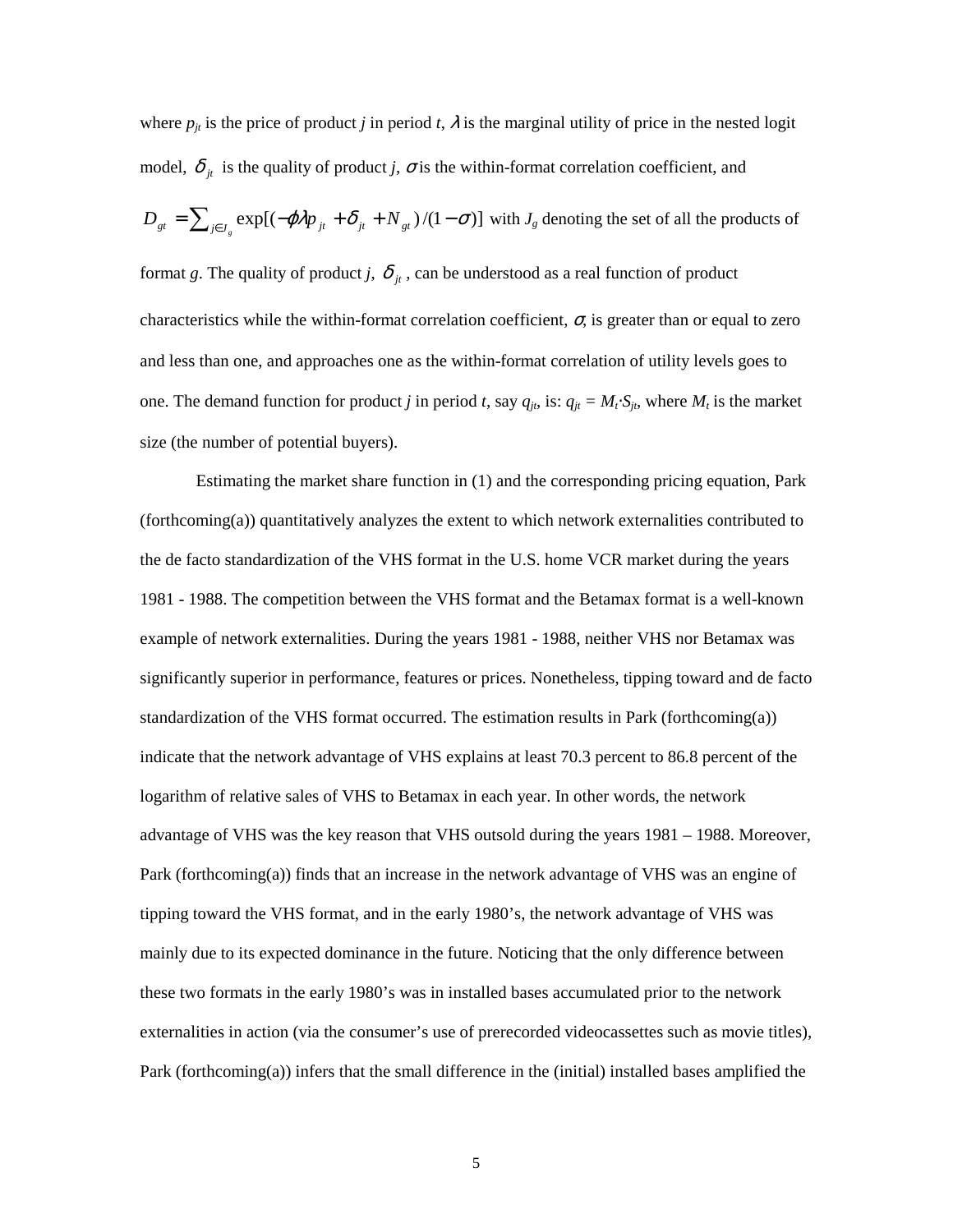where $p_{jt}$ is the price of product $j$ in period $t$, $\lambda$ is the marginal utility of price in the nested logit model, $\delta_{jt}$ is the quality of product $j$, $\sigma$ is the within-format correlation coefficient, and $D_{gt} = \sum_{j \in J_g} \exp[(-\varphi\lambda p_{jt} + \delta_{jt} + N_{gt})/(1-\sigma)]$ with $J_g$ denoting the set of all the products of format $g$. The quality of product $j$, $\delta_{jt}$, can be understood as a real function of product characteristics while the within-format correlation coefficient, $\sigma$, is greater than or equal to zero and less than one, and approaches one as the within-format correlation of utility levels goes to one. The demand function for product $j$ in period $t$, say $q_{jt}$, is: $q_{jt} = M_t \cdot S_{jt}$, where $M_t$ is the market size (the number of potential buyers).

Estimating the market share function in (1) and the corresponding pricing equation, Park (forthcoming(a)) quantitatively analyzes the extent to which network externalities contributed to the de facto standardization of the VHS format in the U.S. home VCR market during the years 1981 - 1988. The competition between the VHS format and the Betamax format is a well-known example of network externalities. During the years 1981 - 1988, neither VHS nor Betamax was significantly superior in performance, features or prices. Nonetheless, tipping toward and de facto standardization of the VHS format occurred. The estimation results in Park (forthcoming(a)) indicate that the network advantage of VHS explains at least 70.3 percent to 86.8 percent of the logarithm of relative sales of VHS to Betamax in each year. In other words, the network advantage of VHS was the key reason that VHS outsold during the years 1981 – 1988. Moreover, Park (forthcoming(a)) finds that an increase in the network advantage of VHS was an engine of tipping toward the VHS format, and in the early 1980's, the network advantage of VHS was mainly due to its expected dominance in the future. Noticing that the only difference between these two formats in the early 1980's was in installed bases accumulated prior to the network externalities in action (via the consumer's use of prerecorded videocassettes such as movie titles), Park (forthcoming(a)) infers that the small difference in the (initial) installed bases amplified the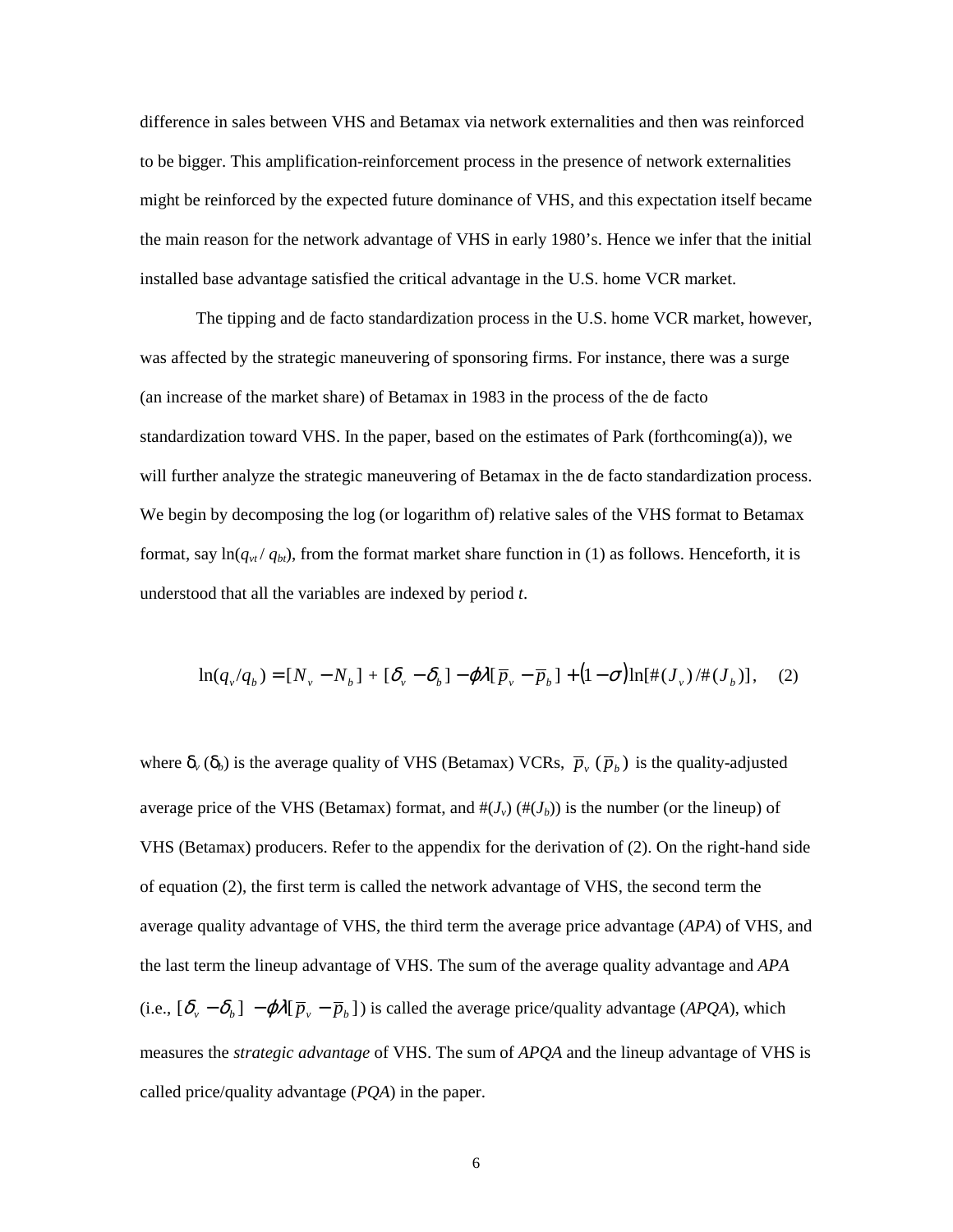difference in sales between VHS and Betamax via network externalities and then was reinforced to be bigger. This amplification-reinforcement process in the presence of network externalities might be reinforced by the expected future dominance of VHS, and this expectation itself became the main reason for the network advantage of VHS in early 1980's. Hence we infer that the initial installed base advantage satisfied the critical advantage in the U.S. home VCR market.

The tipping and de facto standardization process in the U.S. home VCR market, however, was affected by the strategic maneuvering of sponsoring firms. For instance, there was a surge (an increase of the market share) of Betamax in 1983 in the process of the de facto standardization toward VHS. In the paper, based on the estimates of Park (forthcoming(a)), we will further analyze the strategic maneuvering of Betamax in the de facto standardization process. We begin by decomposing the log (or logarithm of) relative sales of the VHS format to Betamax format, say $\ln(q_{vt} / q_{bt})$, from the format market share function in (1) as follows. Henceforth, it is understood that all the variables are indexed by period *t*.

$$\ln(q_v/q_b) = [N_v - N_b] + [\delta_v - \delta_b] - \varphi\lambda[\overline{p}_v - \overline{p}_b] + (1-\sigma)\ln[\#(J_v)/\#(J_b)], \quad (2)$$

where $\delta_v$ ($\delta_b$) is the average quality of VHS (Betamax) VCRs, $\overline{p}_v$ ($\overline{p}_b$) is the quality-adjusted average price of the VHS (Betamax) format, and $\#(J_v)$ ($\#(J_b)$) is the number (or the lineup) of VHS (Betamax) producers. Refer to the appendix for the derivation of (2). On the right-hand side of equation (2), the first term is called the network advantage of VHS, the second term the average quality advantage of VHS, the third term the average price advantage (*APA*) of VHS, and the last term the lineup advantage of VHS. The sum of the average quality advantage and *APA* (i.e., $[\delta_v - \delta_b] - \varphi\lambda[\overline{p}_v - \overline{p}_b]$) is called the average price/quality advantage (*APQA*), which measures the *strategic advantage* of VHS. The sum of *APQA* and the lineup advantage of VHS is called price/quality advantage (*PQA*) in the paper.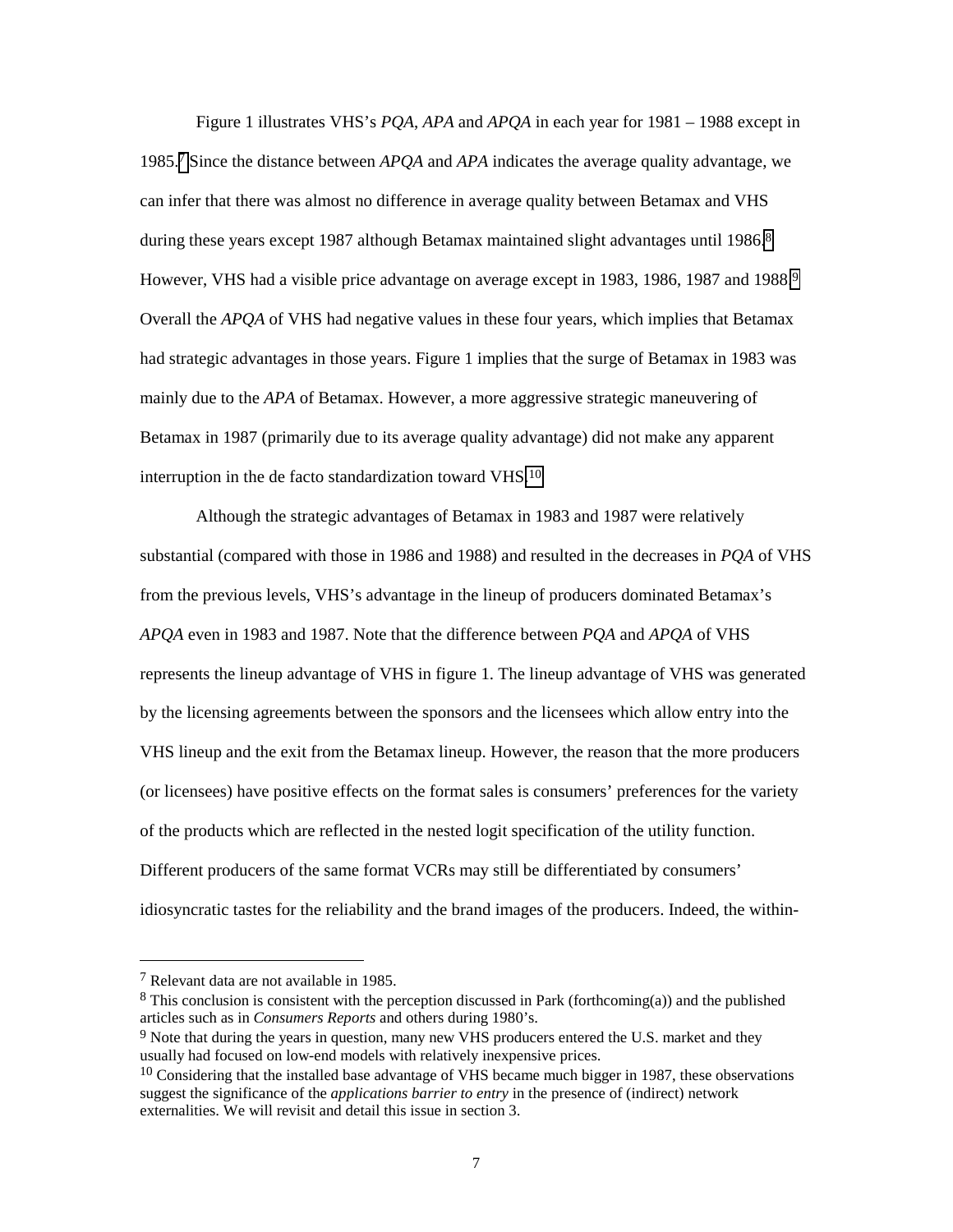Figure 1 illustrates VHS's *PQA*, *APA* and *APQA* in each year for 1981 – 1988 except in 1985.[7] Since the distance between *APQA* and *APA* indicates the average quality advantage, we can infer that there was almost no difference in average quality between Betamax and VHS during these years except 1987 although Betamax maintained slight advantages until 1986.[8] However, VHS had a visible price advantage on average except in 1983, 1986, 1987 and 1988.[9] Overall the *APQA* of VHS had negative values in these four years, which implies that Betamax had strategic advantages in those years. Figure 1 implies that the surge of Betamax in 1983 was mainly due to the *APA* of Betamax. However, a more aggressive strategic maneuvering of Betamax in 1987 (primarily due to its average quality advantage) did not make any apparent interruption in the de facto standardization toward VHS.[10]

Although the strategic advantages of Betamax in 1983 and 1987 were relatively substantial (compared with those in 1986 and 1988) and resulted in the decreases in *PQA* of VHS from the previous levels, VHS's advantage in the lineup of producers dominated Betamax's *APQA* even in 1983 and 1987. Note that the difference between *PQA* and *APQA* of VHS represents the lineup advantage of VHS in figure 1. The lineup advantage of VHS was generated by the licensing agreements between the sponsors and the licensees which allow entry into the VHS lineup and the exit from the Betamax lineup. However, the reason that the more producers (or licensees) have positive effects on the format sales is consumers' preferences for the variety of the products which are reflected in the nested logit specification of the utility function. Different producers of the same format VCRs may still be differentiated by consumers' idiosyncratic tastes for the reliability and the brand images of the producers. Indeed, the within-

---

[7] Relevant data are not available in 1985.

[8] This conclusion is consistent with the perception discussed in Park (forthcoming(a)) and the published articles such as in *Consumers Reports* and others during 1980's.

[9] Note that during the years in question, many new VHS producers entered the U.S. market and they usually had focused on low-end models with relatively inexpensive prices.

[10] Considering that the installed base advantage of VHS became much bigger in 1987, these observations suggest the significance of the *applications barrier to entry* in the presence of (indirect) network externalities. We will revisit and detail this issue in section 3.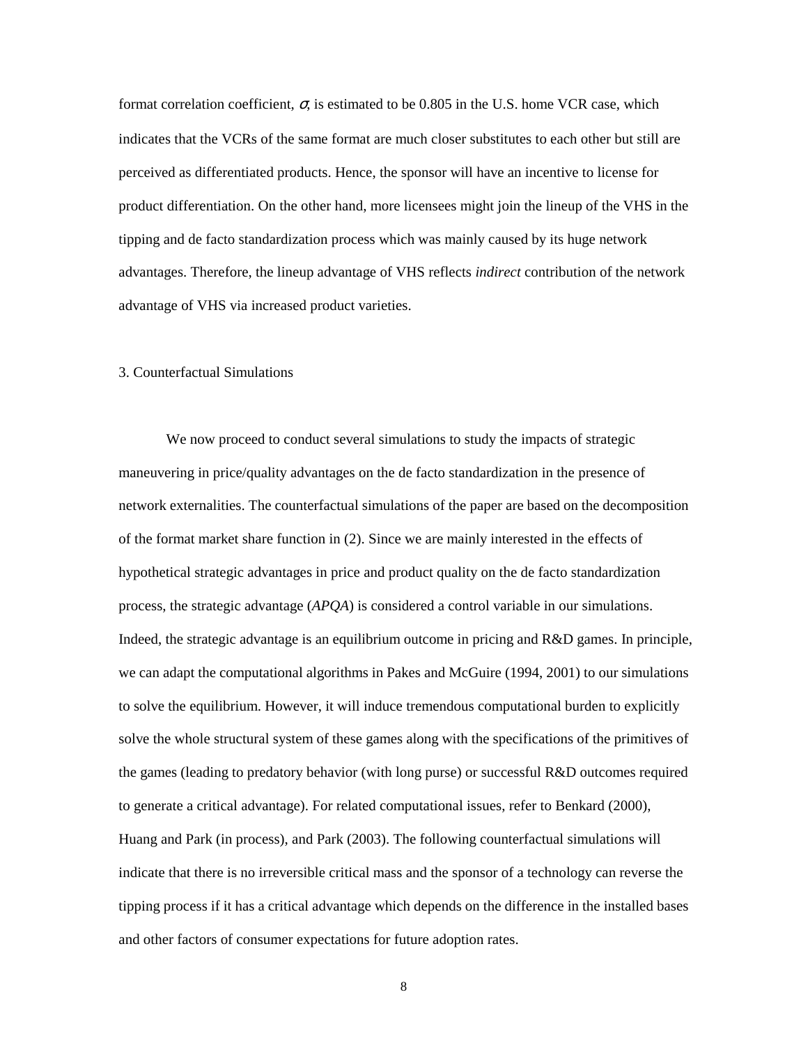format correlation coefficient, $\sigma$, is estimated to be 0.805 in the U.S. home VCR case, which indicates that the VCRs of the same format are much closer substitutes to each other but still are perceived as differentiated products. Hence, the sponsor will have an incentive to license for product differentiation. On the other hand, more licensees might join the lineup of the VHS in the tipping and de facto standardization process which was mainly caused by its huge network advantages. Therefore, the lineup advantage of VHS reflects *indirect* contribution of the network advantage of VHS via increased product varieties.

## 3. Counterfactual Simulations

We now proceed to conduct several simulations to study the impacts of strategic maneuvering in price/quality advantages on the de facto standardization in the presence of network externalities. The counterfactual simulations of the paper are based on the decomposition of the format market share function in (2). Since we are mainly interested in the effects of hypothetical strategic advantages in price and product quality on the de facto standardization process, the strategic advantage (*APQA*) is considered a control variable in our simulations. Indeed, the strategic advantage is an equilibrium outcome in pricing and R&D games. In principle, we can adapt the computational algorithms in Pakes and McGuire (1994, 2001) to our simulations to solve the equilibrium. However, it will induce tremendous computational burden to explicitly solve the whole structural system of these games along with the specifications of the primitives of the games (leading to predatory behavior (with long purse) or successful R&D outcomes required to generate a critical advantage). For related computational issues, refer to Benkard (2000), Huang and Park (in process), and Park (2003). The following counterfactual simulations will indicate that there is no irreversible critical mass and the sponsor of a technology can reverse the tipping process if it has a critical advantage which depends on the difference in the installed bases and other factors of consumer expectations for future adoption rates.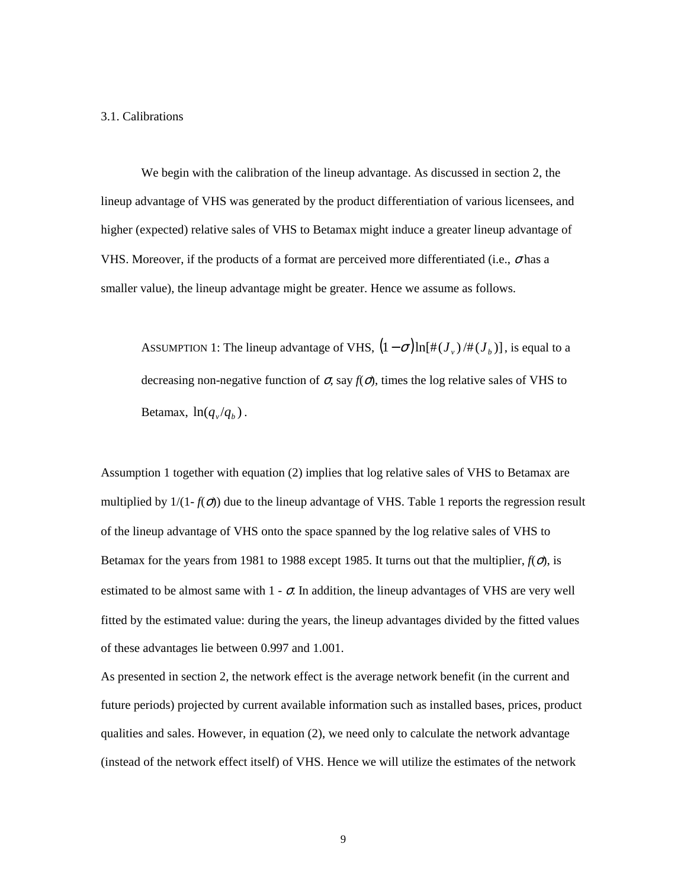### 3.1. Calibrations

We begin with the calibration of the lineup advantage. As discussed in section 2, the lineup advantage of VHS was generated by the product differentiation of various licensees, and higher (expected) relative sales of VHS to Betamax might induce a greater lineup advantage of VHS. Moreover, if the products of a format are perceived more differentiated (i.e., $\sigma$ has a smaller value), the lineup advantage might be greater. Hence we assume as follows.

> ASSUMPTION 1: The lineup advantage of VHS, $(1-\sigma)\ln[\#(J_v)/\#(J_b)]$, is equal to a decreasing non-negative function of $\sigma$, say $f(\sigma)$, times the log relative sales of VHS to Betamax, $\ln(q_v/q_b)$.

Assumption 1 together with equation (2) implies that log relative sales of VHS to Betamax are multiplied by $1/(1-f(\sigma))$ due to the lineup advantage of VHS. Table 1 reports the regression result of the lineup advantage of VHS onto the space spanned by the log relative sales of VHS to Betamax for the years from 1981 to 1988 except 1985. It turns out that the multiplier, $f(\sigma)$, is estimated to be almost same with $1 - \sigma$. In addition, the lineup advantages of VHS are very well fitted by the estimated value: during the years, the lineup advantages divided by the fitted values of these advantages lie between 0.997 and 1.001.

As presented in section 2, the network effect is the average network benefit (in the current and future periods) projected by current available information such as installed bases, prices, product qualities and sales. However, in equation (2), we need only to calculate the network advantage (instead of the network effect itself) of VHS. Hence we will utilize the estimates of the network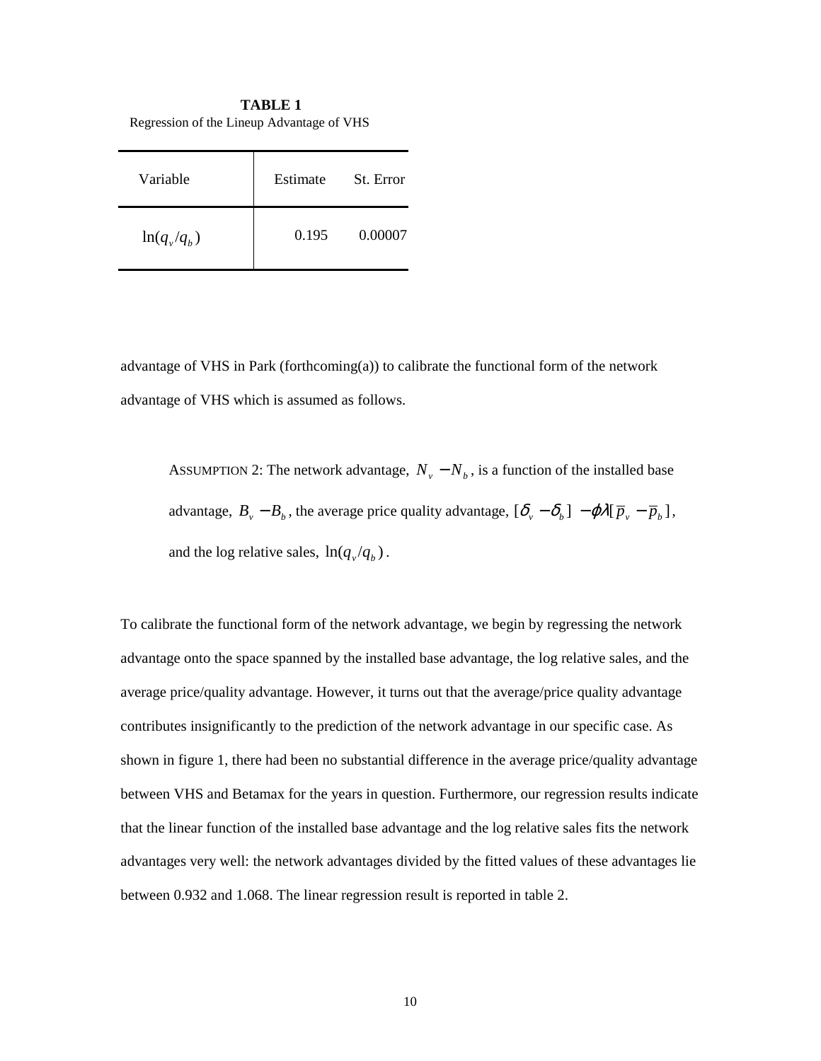**TABLE 1**
Regression of the Lineup Advantage of VHS

| Variable | Estimate | St. Error |
|---|---|---|
| $\ln(q_v/q_b)$ | 0.195 | 0.00007 |

advantage of VHS in Park (forthcoming(a)) to calibrate the functional form of the network advantage of VHS which is assumed as follows.

> ASSUMPTION 2: The network advantage, $N_v - N_b$, is a function of the installed base advantage, $B_v - B_b$, the average price quality advantage, $[\delta_v - \delta_b] - \varphi\lambda[\bar{p}_v - \bar{p}_b]$, and the log relative sales, $\ln(q_v/q_b)$.

To calibrate the functional form of the network advantage, we begin by regressing the network advantage onto the space spanned by the installed base advantage, the log relative sales, and the average price/quality advantage. However, it turns out that the average/price quality advantage contributes insignificantly to the prediction of the network advantage in our specific case. As shown in figure 1, there had been no substantial difference in the average price/quality advantage between VHS and Betamax for the years in question. Furthermore, our regression results indicate that the linear function of the installed base advantage and the log relative sales fits the network advantages very well: the network advantages divided by the fitted values of these advantages lie between 0.932 and 1.068. The linear regression result is reported in table 2.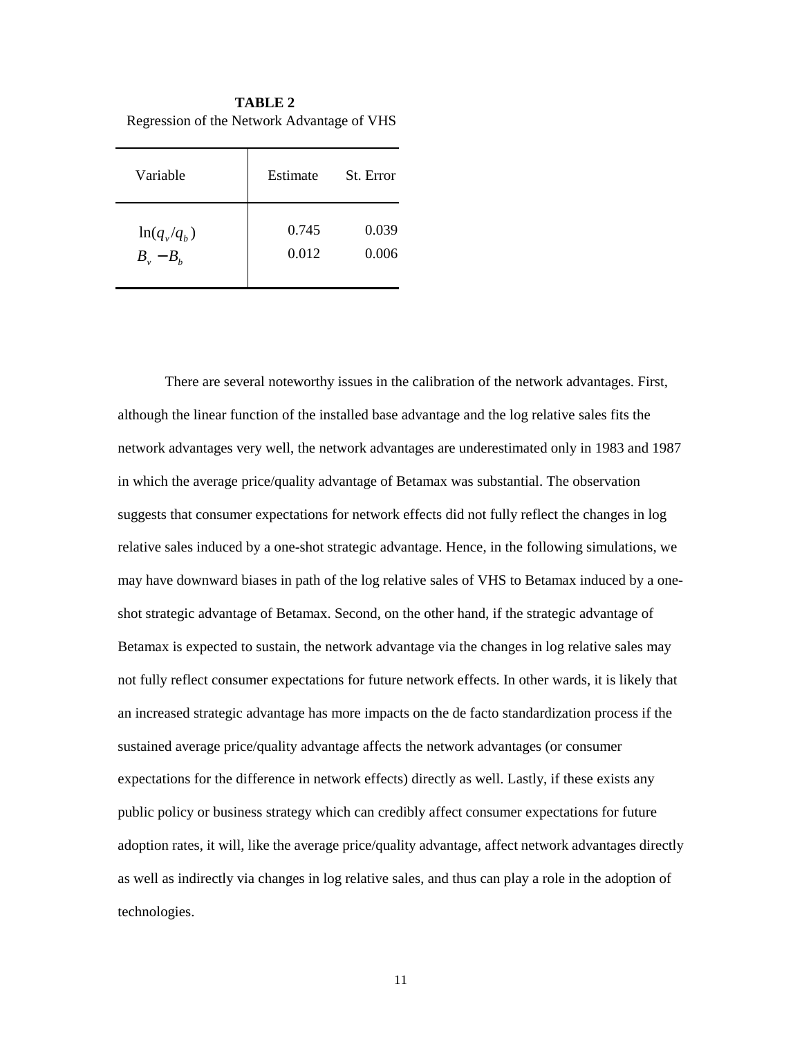**TABLE 2**

Regression of the Network Advantage of VHS

| Variable | Estimate | St. Error |
|---|---|---|
| $\ln(q_v/q_b)$ | 0.745 | 0.039 |
| $B_v - B_b$ | 0.012 | 0.006 |

There are several noteworthy issues in the calibration of the network advantages. First, although the linear function of the installed base advantage and the log relative sales fits the network advantages very well, the network advantages are underestimated only in 1983 and 1987 in which the average price/quality advantage of Betamax was substantial. The observation suggests that consumer expectations for network effects did not fully reflect the changes in log relative sales induced by a one-shot strategic advantage. Hence, in the following simulations, we may have downward biases in path of the log relative sales of VHS to Betamax induced by a one-shot strategic advantage of Betamax. Second, on the other hand, if the strategic advantage of Betamax is expected to sustain, the network advantage via the changes in log relative sales may not fully reflect consumer expectations for future network effects. In other wards, it is likely that an increased strategic advantage has more impacts on the de facto standardization process if the sustained average price/quality advantage affects the network advantages (or consumer expectations for the difference in network effects) directly as well. Lastly, if these exists any public policy or business strategy which can credibly affect consumer expectations for future adoption rates, it will, like the average price/quality advantage, affect network advantages directly as well as indirectly via changes in log relative sales, and thus can play a role in the adoption of technologies.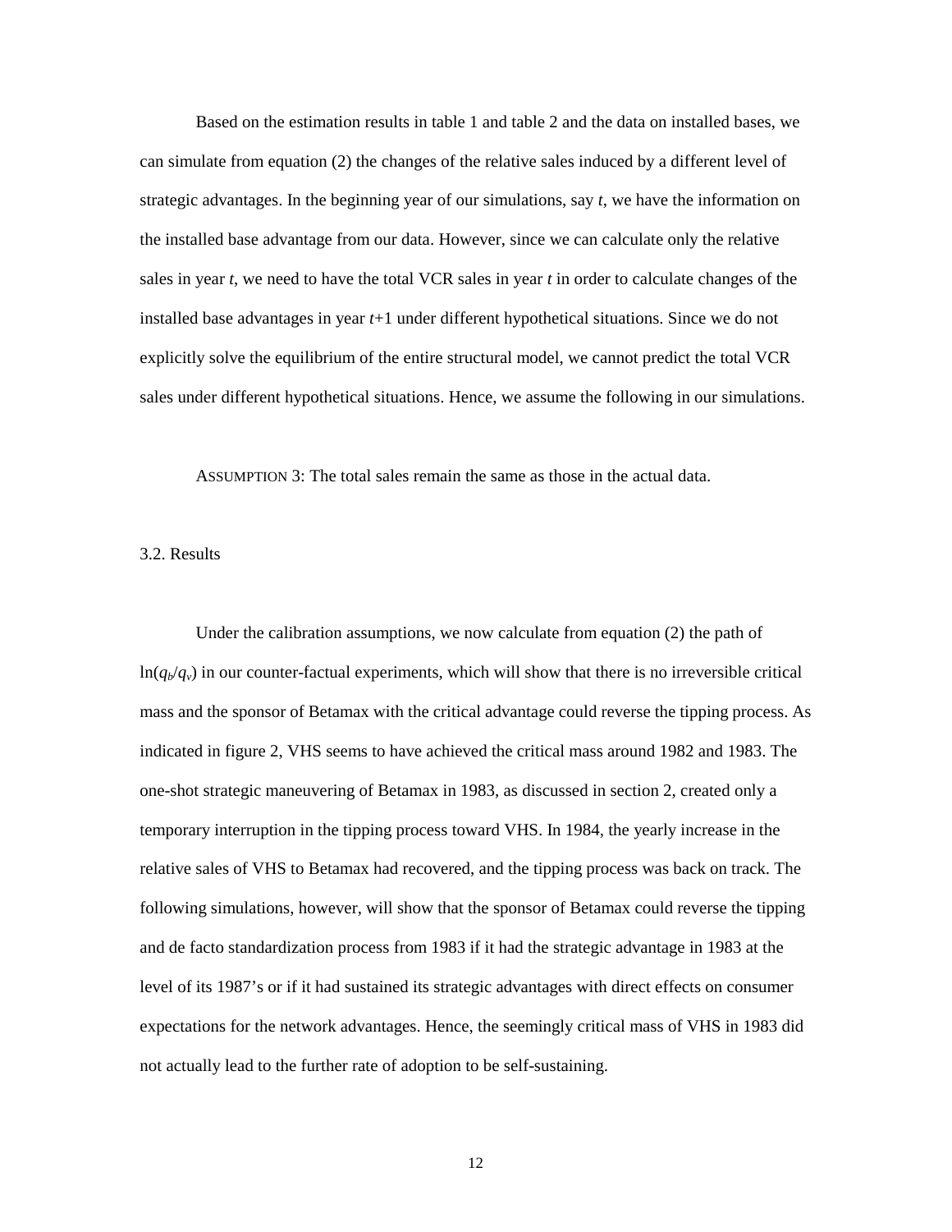Based on the estimation results in table 1 and table 2 and the data on installed bases, we can simulate from equation (2) the changes of the relative sales induced by a different level of strategic advantages. In the beginning year of our simulations, say $t$, we have the information on the installed base advantage from our data. However, since we can calculate only the relative sales in year $t$, we need to have the total VCR sales in year $t$ in order to calculate changes of the installed base advantages in year $t$+1 under different hypothetical situations. Since we do not explicitly solve the equilibrium of the entire structural model, we cannot predict the total VCR sales under different hypothetical situations. Hence, we assume the following in our simulations.

ASSUMPTION 3: The total sales remain the same as those in the actual data.

### 3.2. Results

Under the calibration assumptions, we now calculate from equation (2) the path of $\ln(q_b/q_v)$ in our counter-factual experiments, which will show that there is no irreversible critical mass and the sponsor of Betamax with the critical advantage could reverse the tipping process. As indicated in figure 2, VHS seems to have achieved the critical mass around 1982 and 1983. The one-shot strategic maneuvering of Betamax in 1983, as discussed in section 2, created only a temporary interruption in the tipping process toward VHS. In 1984, the yearly increase in the relative sales of VHS to Betamax had recovered, and the tipping process was back on track. The following simulations, however, will show that the sponsor of Betamax could reverse the tipping and de facto standardization process from 1983 if it had the strategic advantage in 1983 at the level of its 1987's or if it had sustained its strategic advantages with direct effects on consumer expectations for the network advantages. Hence, the seemingly critical mass of VHS in 1983 did not actually lead to the further rate of adoption to be self-sustaining.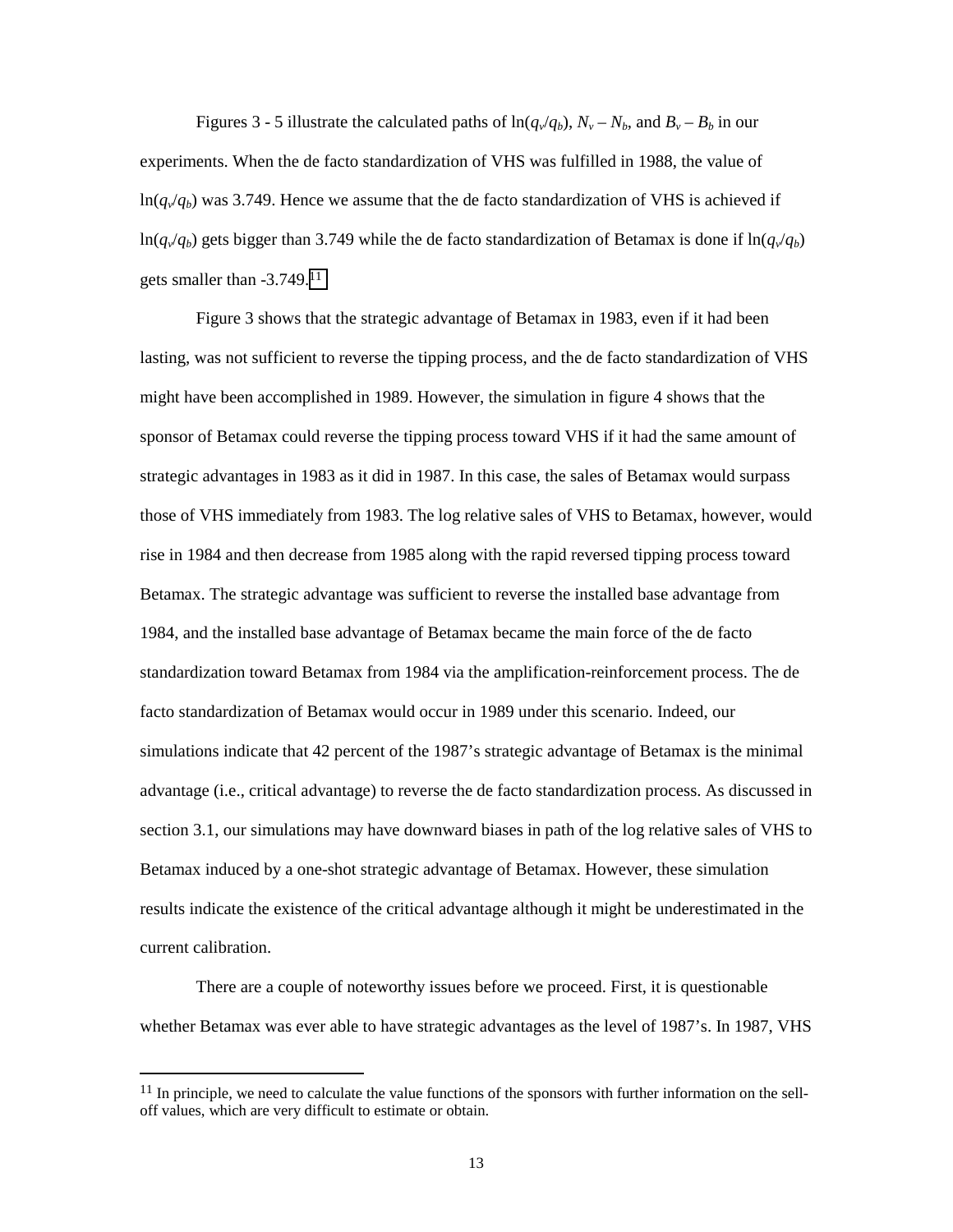Figures 3 - 5 illustrate the calculated paths of $\ln(q_v/q_b)$, $N_v - N_b$, and $B_v - B_b$ in our experiments. When the de facto standardization of VHS was fulfilled in 1988, the value of $\ln(q_v/q_b)$ was 3.749. Hence we assume that the de facto standardization of VHS is achieved if $\ln(q_v/q_b)$ gets bigger than 3.749 while the de facto standardization of Betamax is done if $\ln(q_v/q_b)$ gets smaller than -3.749.[11]

Figure 3 shows that the strategic advantage of Betamax in 1983, even if it had been lasting, was not sufficient to reverse the tipping process, and the de facto standardization of VHS might have been accomplished in 1989. However, the simulation in figure 4 shows that the sponsor of Betamax could reverse the tipping process toward VHS if it had the same amount of strategic advantages in 1983 as it did in 1987. In this case, the sales of Betamax would surpass those of VHS immediately from 1983. The log relative sales of VHS to Betamax, however, would rise in 1984 and then decrease from 1985 along with the rapid reversed tipping process toward Betamax. The strategic advantage was sufficient to reverse the installed base advantage from 1984, and the installed base advantage of Betamax became the main force of the de facto standardization toward Betamax from 1984 via the amplification-reinforcement process. The de facto standardization of Betamax would occur in 1989 under this scenario. Indeed, our simulations indicate that 42 percent of the 1987's strategic advantage of Betamax is the minimal advantage (i.e., critical advantage) to reverse the de facto standardization process. As discussed in section 3.1, our simulations may have downward biases in path of the log relative sales of VHS to Betamax induced by a one-shot strategic advantage of Betamax. However, these simulation results indicate the existence of the critical advantage although it might be underestimated in the current calibration.

There are a couple of noteworthy issues before we proceed. First, it is questionable whether Betamax was ever able to have strategic advantages as the level of 1987's. In 1987, VHS

[11] In principle, we need to calculate the value functions of the sponsors with further information on the sell-off values, which are very difficult to estimate or obtain.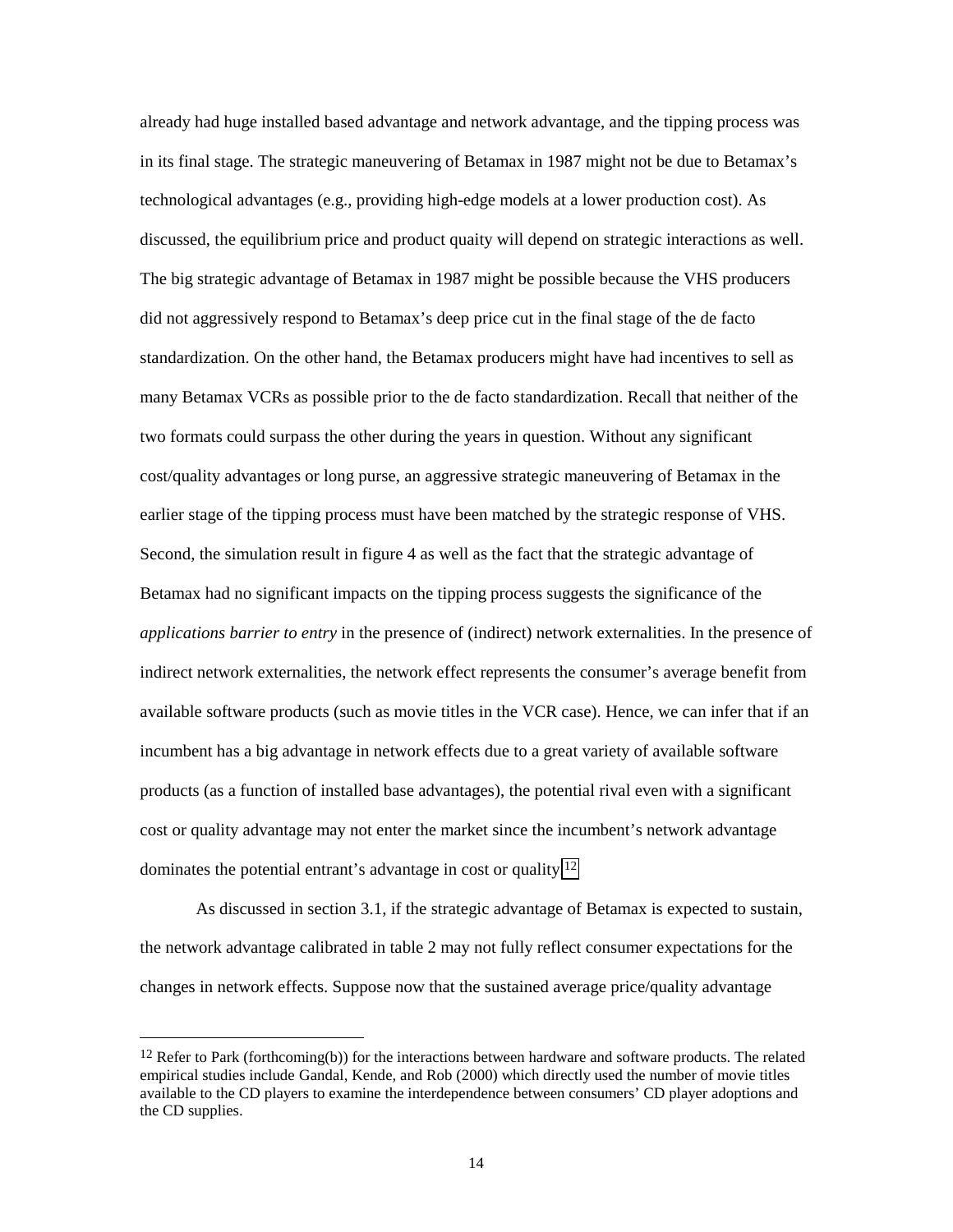already had huge installed based advantage and network advantage, and the tipping process was in its final stage. The strategic maneuvering of Betamax in 1987 might not be due to Betamax's technological advantages (e.g., providing high-edge models at a lower production cost). As discussed, the equilibrium price and product quaity will depend on strategic interactions as well. The big strategic advantage of Betamax in 1987 might be possible because the VHS producers did not aggressively respond to Betamax's deep price cut in the final stage of the de facto standardization. On the other hand, the Betamax producers might have had incentives to sell as many Betamax VCRs as possible prior to the de facto standardization. Recall that neither of the two formats could surpass the other during the years in question. Without any significant cost/quality advantages or long purse, an aggressive strategic maneuvering of Betamax in the earlier stage of the tipping process must have been matched by the strategic response of VHS. Second, the simulation result in figure 4 as well as the fact that the strategic advantage of Betamax had no significant impacts on the tipping process suggests the significance of the *applications barrier to entry* in the presence of (indirect) network externalities. In the presence of indirect network externalities, the network effect represents the consumer's average benefit from available software products (such as movie titles in the VCR case). Hence, we can infer that if an incumbent has a big advantage in network effects due to a great variety of available software products (as a function of installed base advantages), the potential rival even with a significant cost or quality advantage may not enter the market since the incumbent's network advantage dominates the potential entrant's advantage in cost or quality.[12]

As discussed in section 3.1, if the strategic advantage of Betamax is expected to sustain, the network advantage calibrated in table 2 may not fully reflect consumer expectations for the changes in network effects. Suppose now that the sustained average price/quality advantage

[12] Refer to Park (forthcoming(b)) for the interactions between hardware and software products. The related empirical studies include Gandal, Kende, and Rob (2000) which directly used the number of movie titles available to the CD players to examine the interdependence between consumers' CD player adoptions and the CD supplies.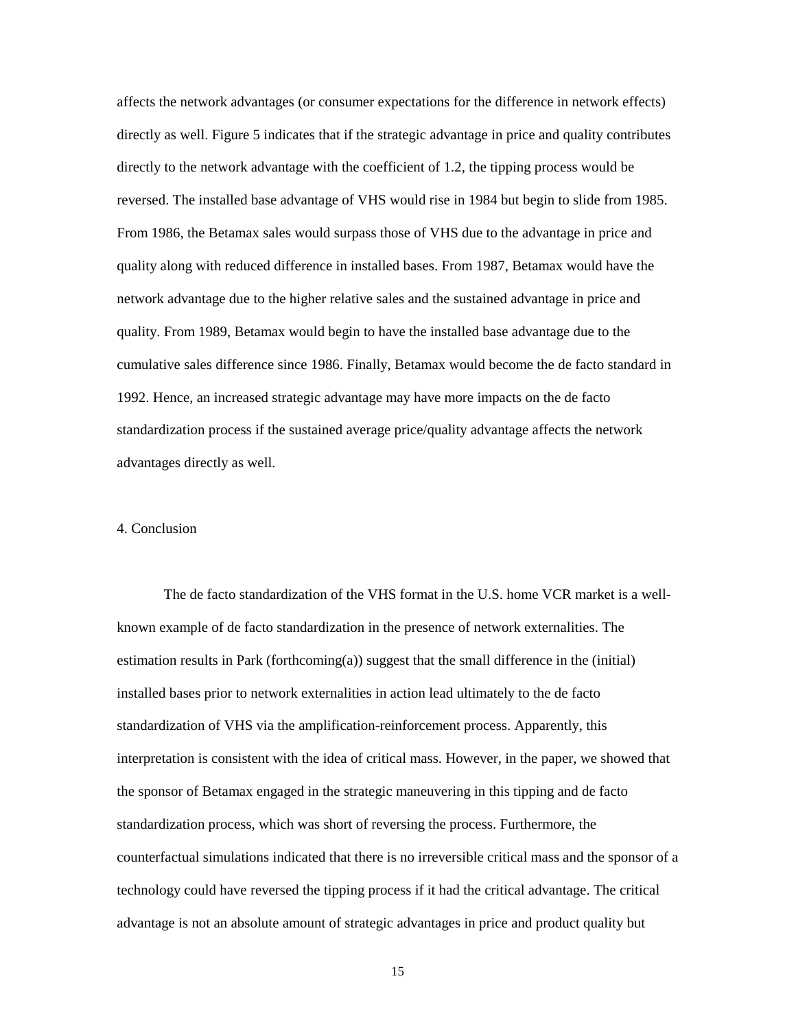affects the network advantages (or consumer expectations for the difference in network effects) directly as well. Figure 5 indicates that if the strategic advantage in price and quality contributes directly to the network advantage with the coefficient of 1.2, the tipping process would be reversed. The installed base advantage of VHS would rise in 1984 but begin to slide from 1985. From 1986, the Betamax sales would surpass those of VHS due to the advantage in price and quality along with reduced difference in installed bases. From 1987, Betamax would have the network advantage due to the higher relative sales and the sustained advantage in price and quality. From 1989, Betamax would begin to have the installed base advantage due to the cumulative sales difference since 1986. Finally, Betamax would become the de facto standard in 1992. Hence, an increased strategic advantage may have more impacts on the de facto standardization process if the sustained average price/quality advantage affects the network advantages directly as well.

## 4. Conclusion

The de facto standardization of the VHS format in the U.S. home VCR market is a well-known example of de facto standardization in the presence of network externalities. The estimation results in Park (forthcoming(a)) suggest that the small difference in the (initial) installed bases prior to network externalities in action lead ultimately to the de facto standardization of VHS via the amplification-reinforcement process. Apparently, this interpretation is consistent with the idea of critical mass. However, in the paper, we showed that the sponsor of Betamax engaged in the strategic maneuvering in this tipping and de facto standardization process, which was short of reversing the process. Furthermore, the counterfactual simulations indicated that there is no irreversible critical mass and the sponsor of a technology could have reversed the tipping process if it had the critical advantage. The critical advantage is not an absolute amount of strategic advantages in price and product quality but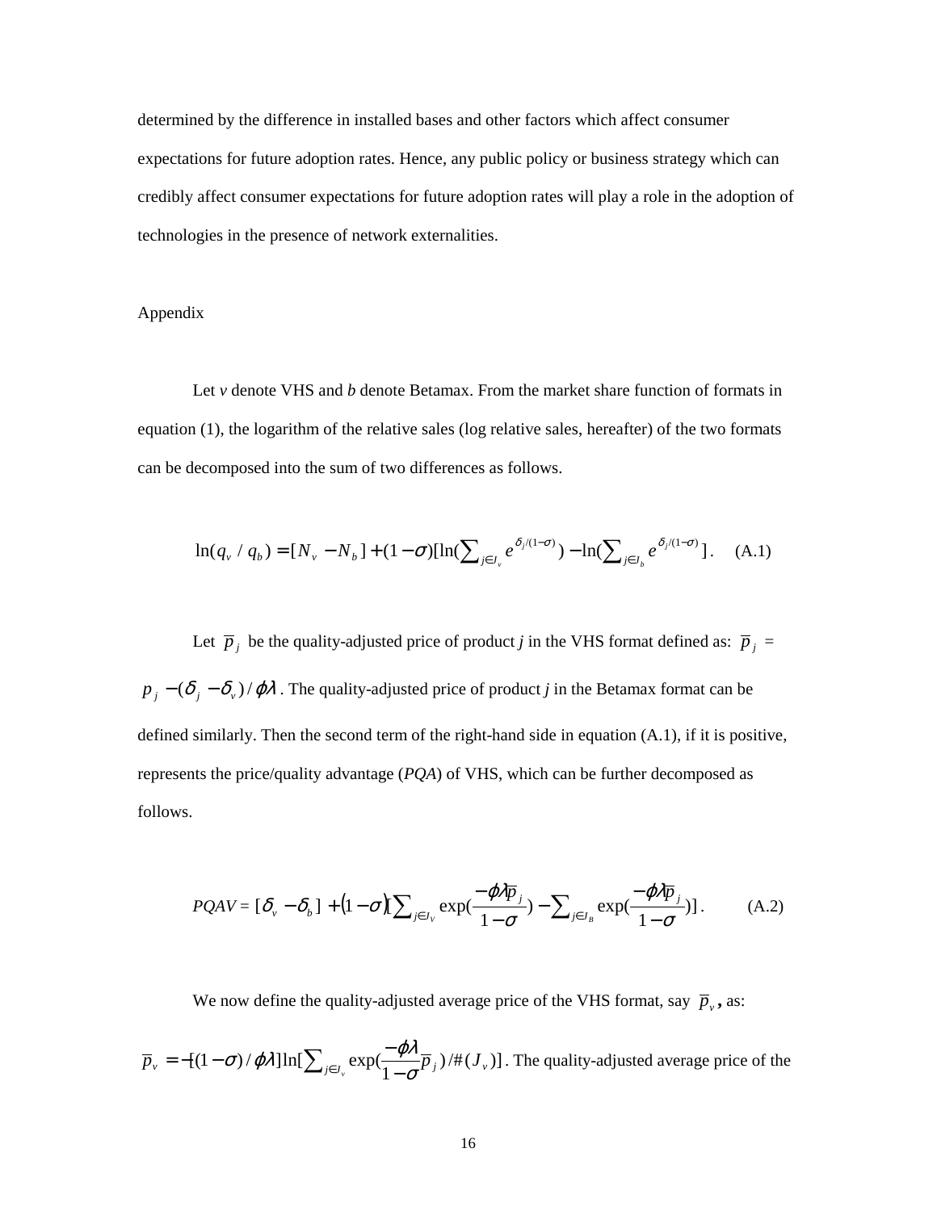determined by the difference in installed bases and other factors which affect consumer expectations for future adoption rates. Hence, any public policy or business strategy which can credibly affect consumer expectations for future adoption rates will play a role in the adoption of technologies in the presence of network externalities.

## Appendix

Let *v* denote VHS and *b* denote Betamax. From the market share function of formats in equation (1), the logarithm of the relative sales (log relative sales, hereafter) of the two formats can be decomposed into the sum of two differences as follows.

$$\ln(q_v / q_b) = [N_v - N_b] + (1-\sigma)[\ln(\sum_{j \in J_v} e^{\delta_j/(1-\sigma)}) - \ln(\sum_{j \in J_b} e^{\delta_j/(1-\sigma)}]. \quad \text{(A.1)}$$

Let $\overline{p}_j$ be the quality-adjusted price of product *j* in the VHS format defined as: $\overline{p}_j$ = $p_j - (\delta_j - \delta_v)/\phi\lambda$. The quality-adjusted price of product *j* in the Betamax format can be defined similarly. Then the second term of the right-hand side in equation (A.1), if it is positive, represents the price/quality advantage (*PQA*) of VHS, which can be further decomposed as follows.

$$PQAV = [\delta_v - \delta_b] + (1-\sigma)[\sum_{j \in J_V} \exp(\frac{-\phi\lambda\overline{p}_j}{1-\sigma}) - \sum_{j \in J_B} \exp(\frac{-\phi\lambda\overline{p}_j}{1-\sigma})]. \quad \text{(A.2)}$$

We now define the quality-adjusted average price of the VHS format, say $\overline{p}_v$, as: $\overline{p}_v = -[(1-\sigma)/\phi\lambda]\ln[\sum_{j \in J_v} \exp(\frac{-\phi\lambda}{1-\sigma}\overline{p}_j)/\#(J_v)]$. The quality-adjusted average price of the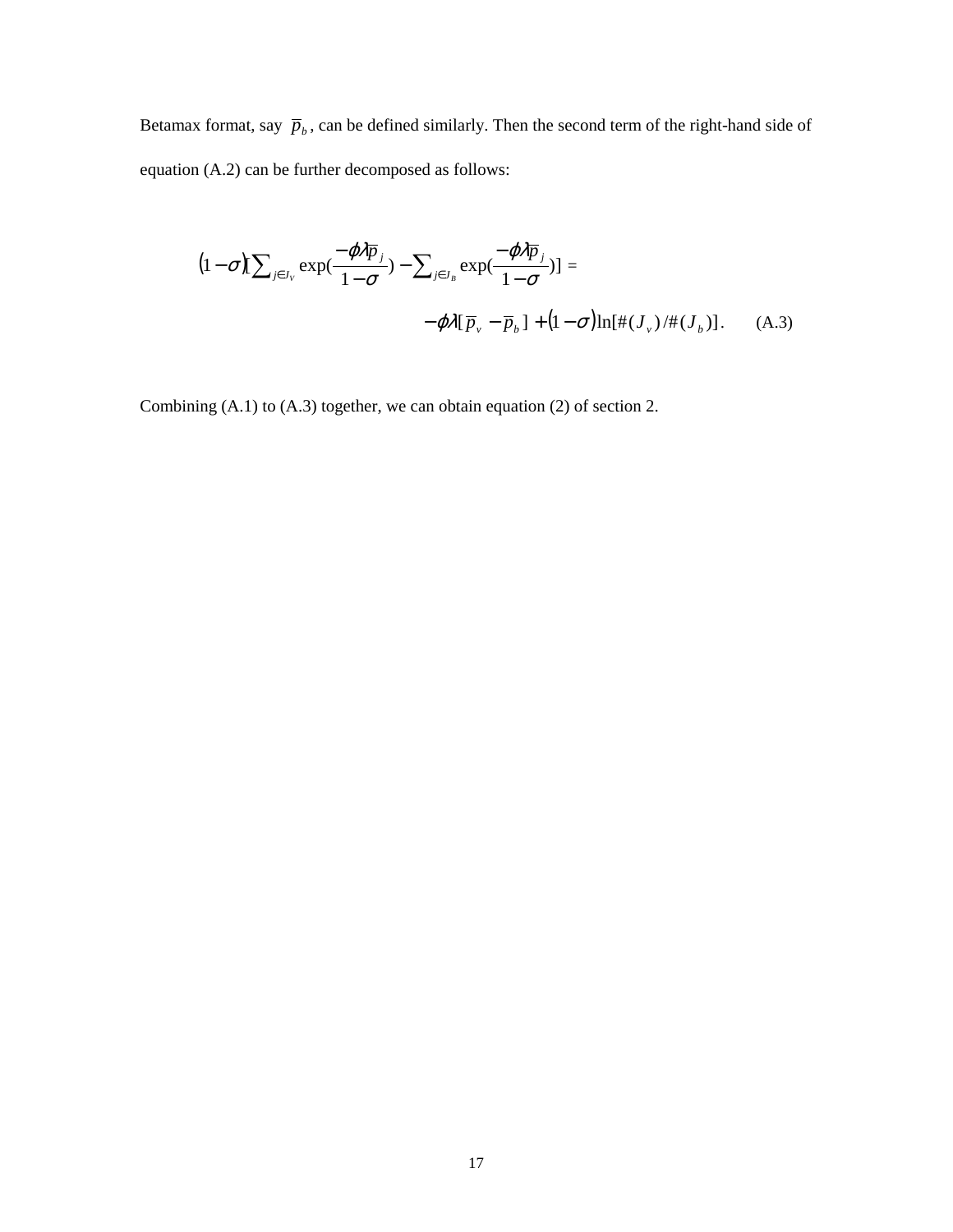Betamax format, say $\overline{p}_b$, can be defined similarly. Then the second term of the right-hand side of equation (A.2) can be further decomposed as follows:

$$
(1-\sigma)[\sum_{j \in J_V} \exp(\frac{-\phi\lambda\overline{p}_j}{1-\sigma}) - \sum_{j \in J_B} \exp(\frac{-\phi\lambda\overline{p}_j}{1-\sigma})] =
$$

$$
-\phi\lambda[\overline{p}_v - \overline{p}_b] + (1-\sigma)\ln[\#(J_v)/\#(J_b)]. \qquad \text{(A.3)}
$$

Combining (A.1) to (A.3) together, we can obtain equation (2) of section 2.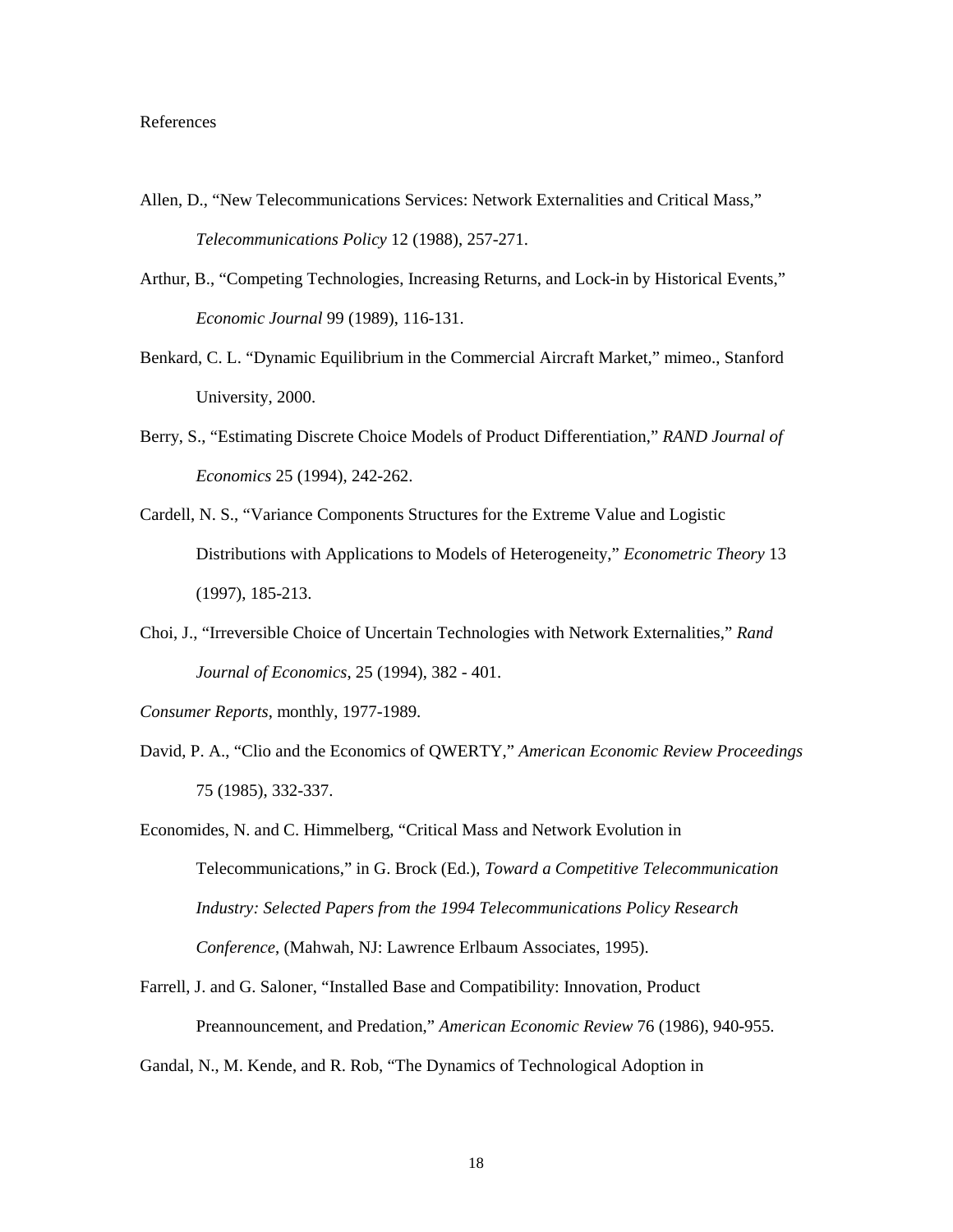References

Allen, D., "New Telecommunications Services: Network Externalities and Critical Mass," *Telecommunications Policy* 12 (1988), 257-271.

Arthur, B., "Competing Technologies, Increasing Returns, and Lock-in by Historical Events," *Economic Journal* 99 (1989), 116-131.

Benkard, C. L. "Dynamic Equilibrium in the Commercial Aircraft Market," mimeo., Stanford University, 2000.

Berry, S., "Estimating Discrete Choice Models of Product Differentiation," *RAND Journal of Economics* 25 (1994), 242-262.

Cardell, N. S., "Variance Components Structures for the Extreme Value and Logistic Distributions with Applications to Models of Heterogeneity," *Econometric Theory* 13 (1997), 185-213.

Choi, J., "Irreversible Choice of Uncertain Technologies with Network Externalities," *Rand Journal of Economics*, 25 (1994), 382 - 401.

*Consumer Reports*, monthly, 1977-1989.

David, P. A., "Clio and the Economics of QWERTY," *American Economic Review Proceedings* 75 (1985), 332-337.

Economides, N. and C. Himmelberg, "Critical Mass and Network Evolution in Telecommunications," in G. Brock (Ed.), *Toward a Competitive Telecommunication Industry: Selected Papers from the 1994 Telecommunications Policy Research Conference*, (Mahwah, NJ: Lawrence Erlbaum Associates, 1995).

Farrell, J. and G. Saloner, "Installed Base and Compatibility: Innovation, Product Preannouncement, and Predation," *American Economic Review* 76 (1986), 940-955.

Gandal, N., M. Kende, and R. Rob, "The Dynamics of Technological Adoption in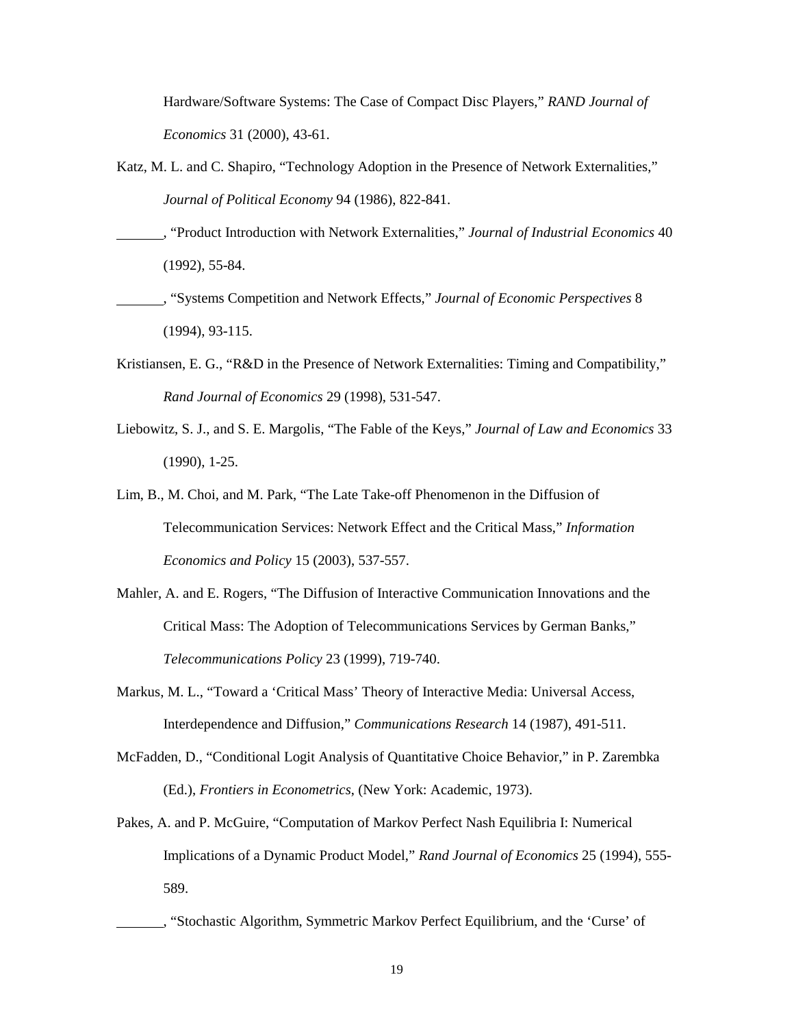Hardware/Software Systems: The Case of Compact Disc Players," *RAND Journal of Economics* 31 (2000), 43-61.

Katz, M. L. and C. Shapiro, "Technology Adoption in the Presence of Network Externalities," *Journal of Political Economy* 94 (1986), 822-841.

\_\_\_\_\_\_\_, "Product Introduction with Network Externalities," *Journal of Industrial Economics* 40 (1992), 55-84.

\_\_\_\_\_\_\_, "Systems Competition and Network Effects," *Journal of Economic Perspectives* 8 (1994), 93-115.

Kristiansen, E. G., "R&D in the Presence of Network Externalities: Timing and Compatibility," *Rand Journal of Economics* 29 (1998), 531-547.

Liebowitz, S. J., and S. E. Margolis, "The Fable of the Keys," *Journal of Law and Economics* 33 (1990), 1-25.

Lim, B., M. Choi, and M. Park, "The Late Take-off Phenomenon in the Diffusion of Telecommunication Services: Network Effect and the Critical Mass," *Information Economics and Policy* 15 (2003), 537-557.

Mahler, A. and E. Rogers, "The Diffusion of Interactive Communication Innovations and the Critical Mass: The Adoption of Telecommunications Services by German Banks," *Telecommunications Policy* 23 (1999), 719-740.

Markus, M. L., "Toward a 'Critical Mass' Theory of Interactive Media: Universal Access, Interdependence and Diffusion," *Communications Research* 14 (1987), 491-511.

McFadden, D., "Conditional Logit Analysis of Quantitative Choice Behavior," in P. Zarembka (Ed.), *Frontiers in Econometrics*, (New York: Academic, 1973).

Pakes, A. and P. McGuire, "Computation of Markov Perfect Nash Equilibria I: Numerical Implications of a Dynamic Product Model," *Rand Journal of Economics* 25 (1994), 555-589.

\_\_\_\_\_\_\_, "Stochastic Algorithm, Symmetric Markov Perfect Equilibrium, and the 'Curse' of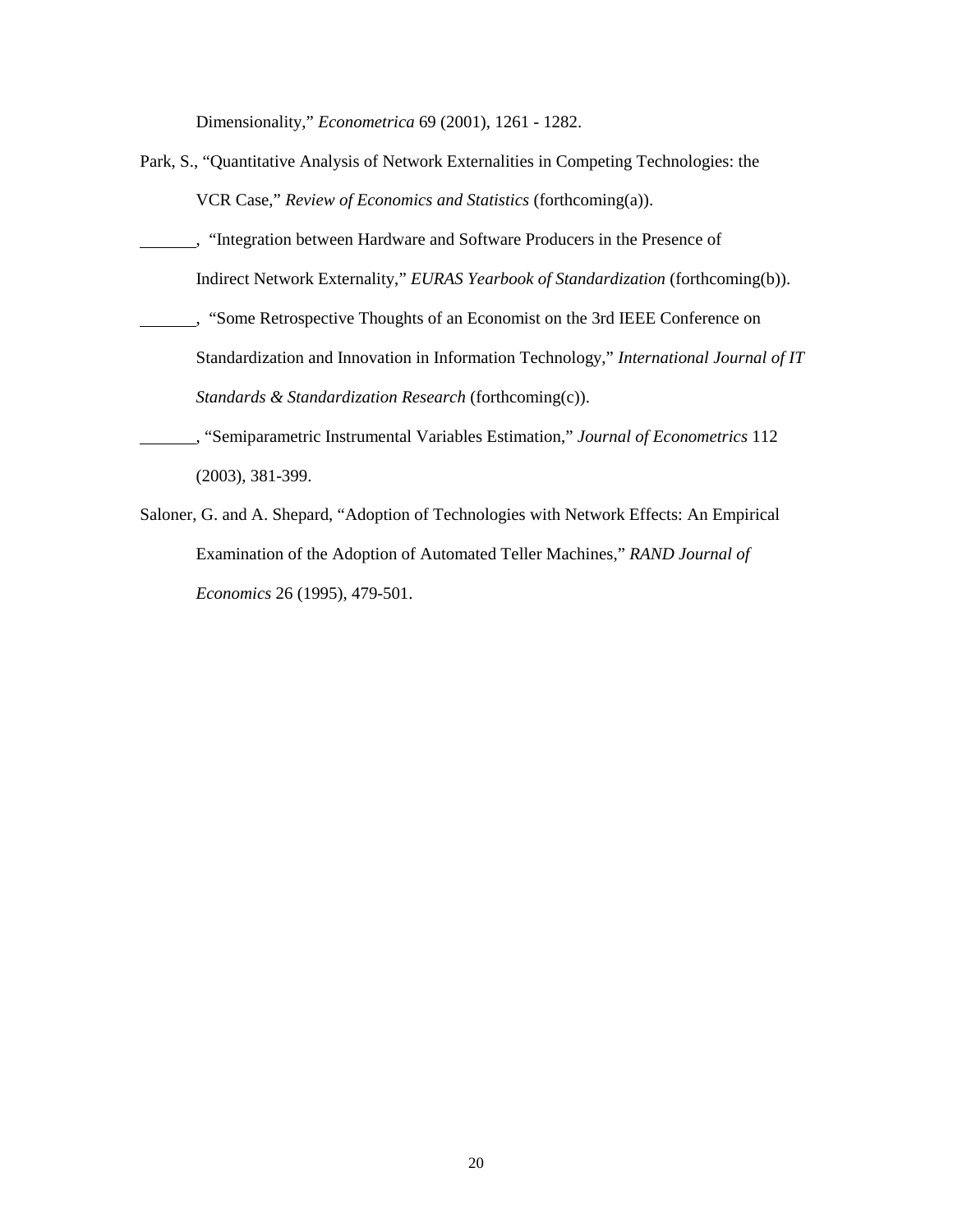Dimensionality," *Econometrica* 69 (2001), 1261 - 1282.

Park, S., "Quantitative Analysis of Network Externalities in Competing Technologies: the VCR Case," *Review of Economics and Statistics* (forthcoming(a)).

\_\_\_\_\_\_\_, "Integration between Hardware and Software Producers in the Presence of Indirect Network Externality," *EURAS Yearbook of Standardization* (forthcoming(b)).

\_\_\_\_\_\_\_, "Some Retrospective Thoughts of an Economist on the 3rd IEEE Conference on Standardization and Innovation in Information Technology," *International Journal of IT Standards & Standardization Research* (forthcoming(c)).

\_\_\_\_\_\_\_, "Semiparametric Instrumental Variables Estimation," *Journal of Econometrics* 112 (2003), 381-399.

Saloner, G. and A. Shepard, "Adoption of Technologies with Network Effects: An Empirical Examination of the Adoption of Automated Teller Machines," *RAND Journal of Economics* 26 (1995), 479-501.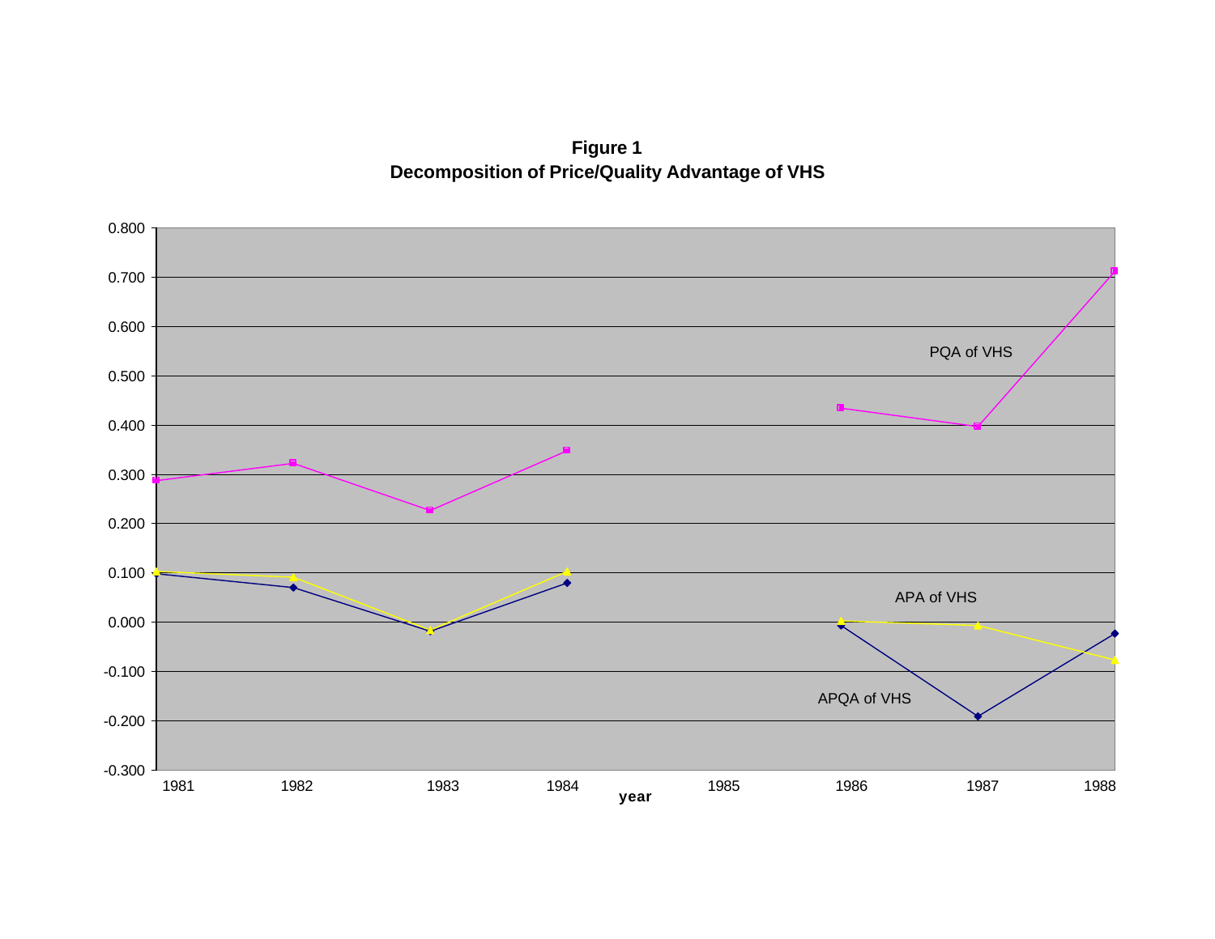**Figure 1**
**Decomposition of Price/Quality Advantage of VHS**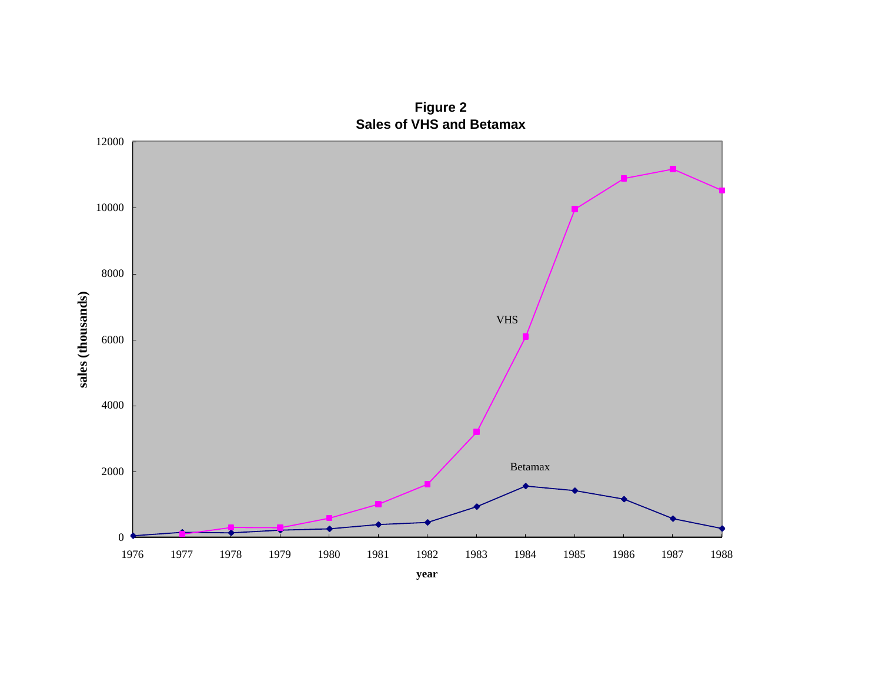**Figure 2**
**Sales of VHS and Betamax**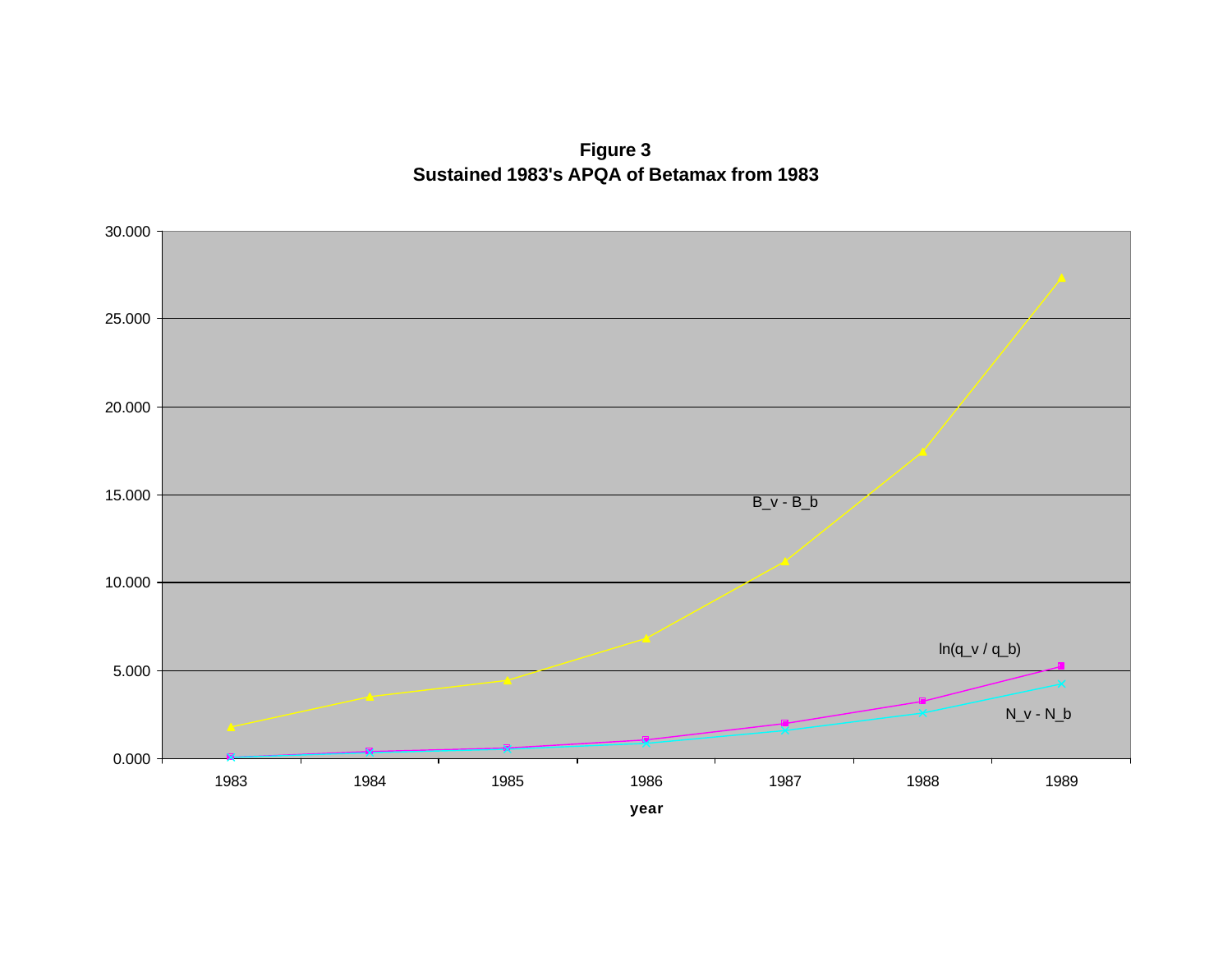**Figure 3**
**Sustained 1983's APQA of Betamax from 1983**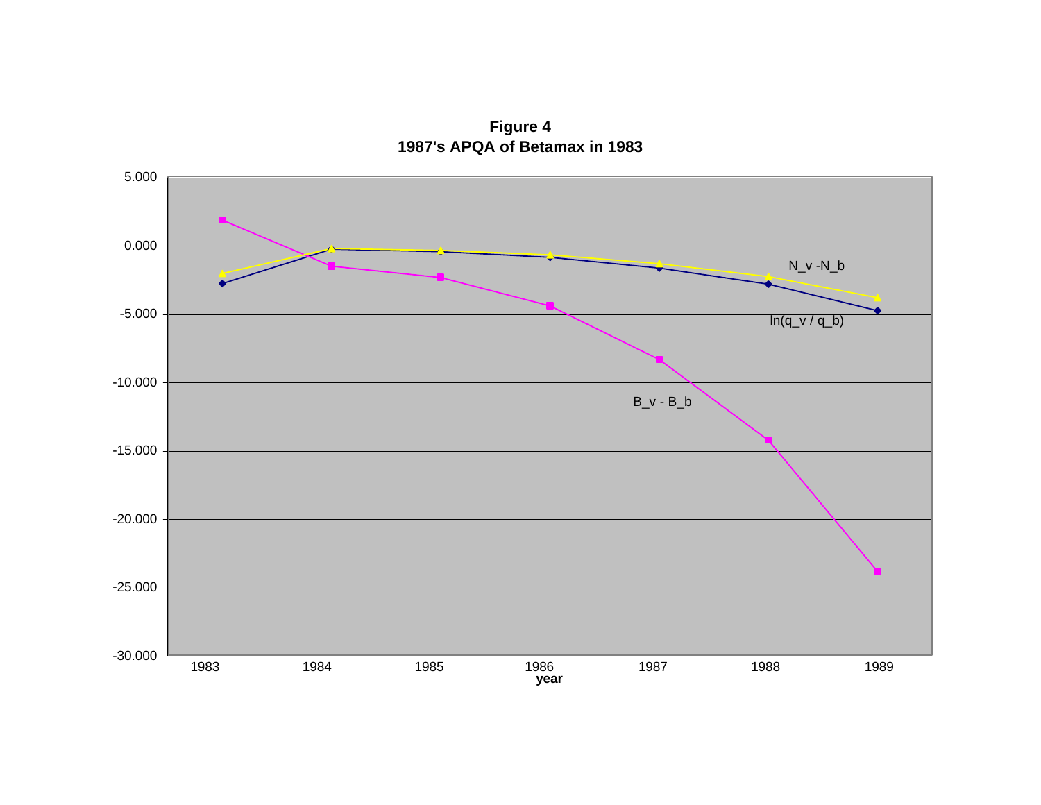**Figure 4**
**1987's APQA of Betamax in 1983**

| year | 1983 | 1984 | 1985 | 1986 | 1987 | 1988 | 1989 |
|---|---|---|---|---|---|---|---|

Series labels: N_v -N_b; ln(q_v / q_b); B_v - B_b

Y-axis: 5.000, 0.000, -5.000, -10.000, -15.000, -20.000, -25.000, -30.000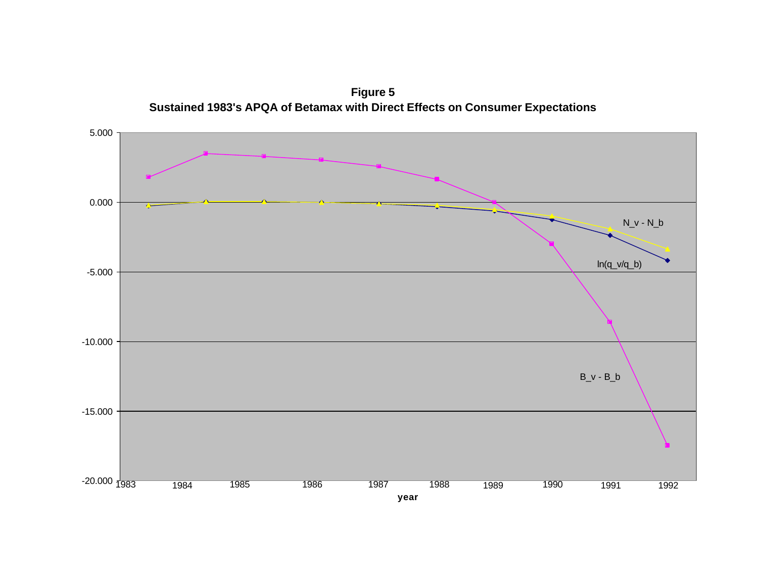**Figure 5**
**Sustained 1983's APQA of Betamax with Direct Effects on Consumer Expectations**

5.000
0.000
-5.000
-10.000
-15.000
-20.000

1983
1984
1985
1986
1987
1988
1989
1990
1991
1992

year

N_v - N_b

ln(q_v/q_b)

B_v - B_b